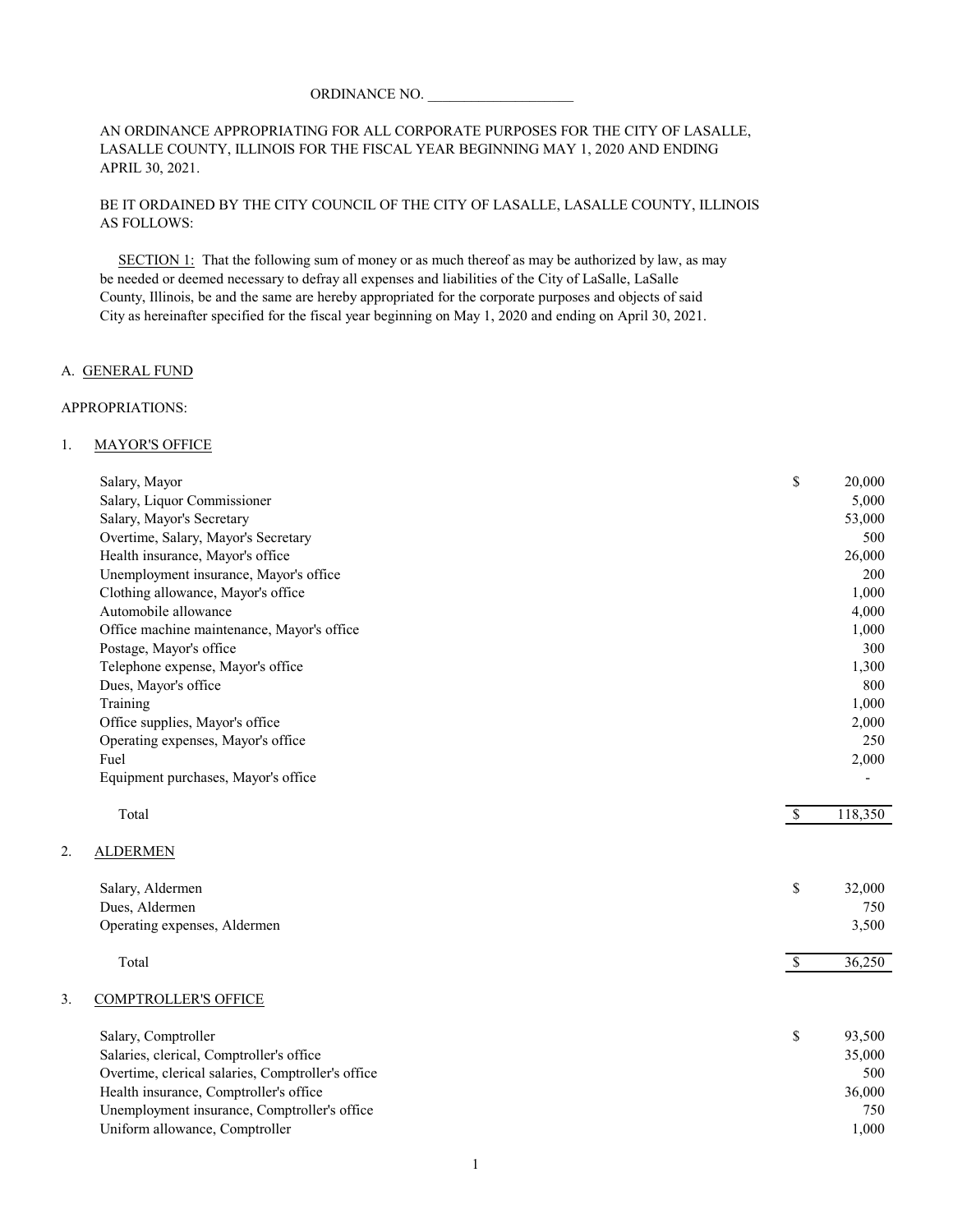ORDINANCE NO. ____________________

AN ORDINANCE APPROPRIATING FOR ALL CORPORATE PURPOSES FOR THE CITY OF LASALLE, LASALLE COUNTY, ILLINOIS FOR THE FISCAL YEAR BEGINNING MAY 1, 2020 AND ENDING APRIL 30, 2021.

BE IT ORDAINED BY THE CITY COUNCIL OF THE CITY OF LASALLE, LASALLE COUNTY, ILLINOIS AS FOLLOWS:

SECTION 1: That the following sum of money or as much thereof as may be authorized by law, as may be needed or deemed necessary to defray all expenses and liabilities of the City of LaSalle, LaSalle County, Illinois, be and the same are hereby appropriated for the corporate purposes and objects of said City as hereinafter specified for the fiscal year beginning on May 1, 2020 and ending on April 30, 2021.

A. GENERAL FUND

APPROPRIATIONS:

1. MAYOR'S OFFICE

| Item | | Amount |
|---|---|---|
| Salary, Mayor | $ | 20,000 |
| Salary, Liquor Commissioner | | 5,000 |
| Salary, Mayor's Secretary | | 53,000 |
| Overtime, Salary, Mayor's Secretary | | 500 |
| Health insurance, Mayor's office | | 26,000 |
| Unemployment insurance, Mayor's office | | 200 |
| Clothing allowance, Mayor's office | | 1,000 |
| Automobile allowance | | 4,000 |
| Office machine maintenance, Mayor's office | | 1,000 |
| Postage, Mayor's office | | 300 |
| Telephone expense, Mayor's office | | 1,300 |
| Dues, Mayor's office | | 800 |
| Training | | 1,000 |
| Office supplies, Mayor's office | | 2,000 |
| Operating expenses, Mayor's office | | 250 |
| Fuel | | 2,000 |
| Equipment purchases, Mayor's office | | - |
| Total | $ | 118,350 |

2. ALDERMEN

| Item | | Amount |
|---|---|---|
| Salary, Aldermen | $ | 32,000 |
| Dues, Aldermen | | 750 |
| Operating expenses, Aldermen | | 3,500 |
| Total | $ | 36,250 |

3. COMPTROLLER'S OFFICE

| Item | | Amount |
|---|---|---|
| Salary, Comptroller | $ | 93,500 |
| Salaries, clerical, Comptroller's office | | 35,000 |
| Overtime, clerical salaries, Comptroller's office | | 500 |
| Health insurance, Comptroller's office | | 36,000 |
| Unemployment insurance, Comptroller's office | | 750 |
| Uniform allowance, Comptroller | | 1,000 |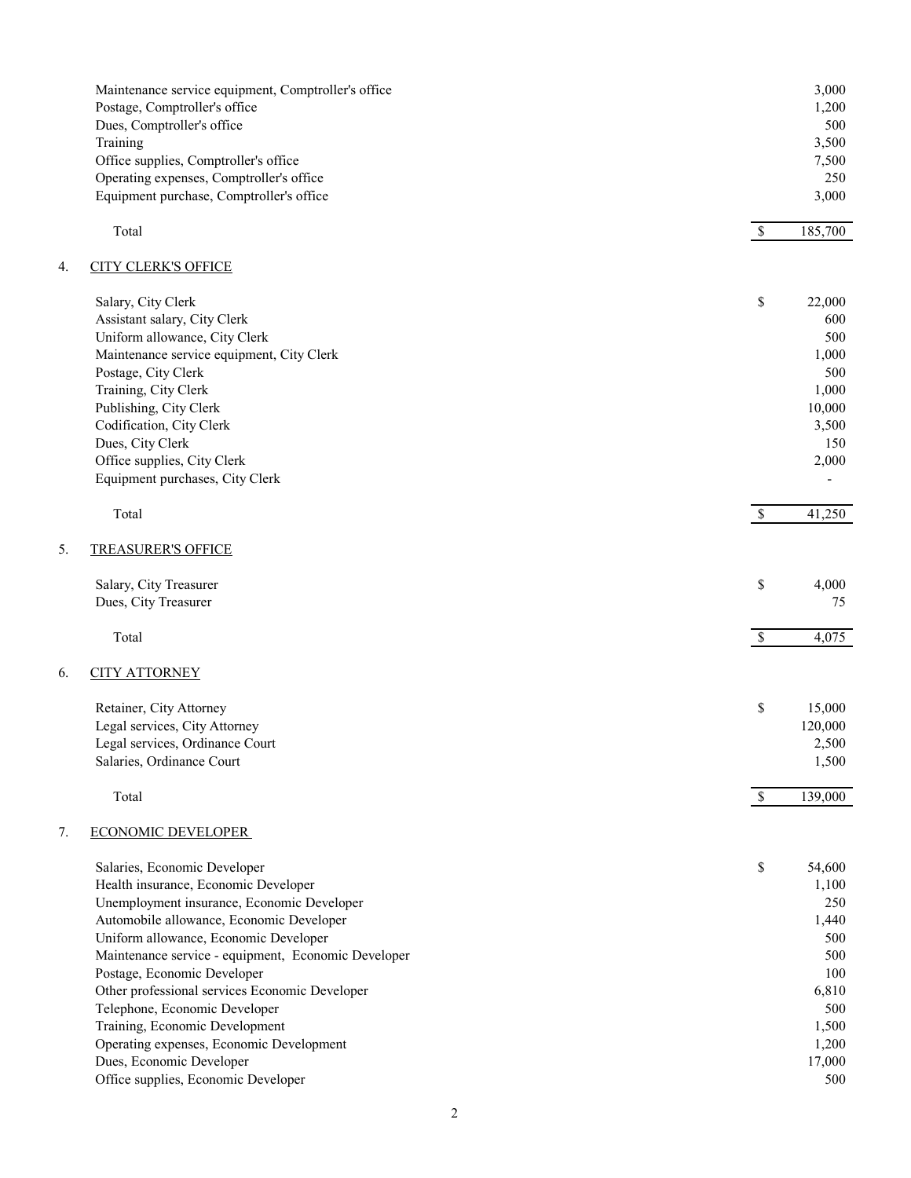| | |
|---|---|
| Maintenance service equipment, Comptroller's office | 3,000 |
| Postage, Comptroller's office | 1,200 |
| Dues, Comptroller's office | 500 |
| Training | 3,500 |
| Office supplies, Comptroller's office | 7,500 |
| Operating expenses, Comptroller's office | 250 |
| Equipment purchase, Comptroller's office | 3,000 |
| Total | $ 185,700 |

4. CITY CLERK'S OFFICE

| | |
|---|---|
| Salary, City Clerk | $ 22,000 |
| Assistant salary, City Clerk | 600 |
| Uniform allowance, City Clerk | 500 |
| Maintenance service equipment, City Clerk | 1,000 |
| Postage, City Clerk | 500 |
| Training, City Clerk | 1,000 |
| Publishing, City Clerk | 10,000 |
| Codification, City Clerk | 3,500 |
| Dues, City Clerk | 150 |
| Office supplies, City Clerk | 2,000 |
| Equipment purchases, City Clerk | - |
| Total | $ 41,250 |

5. TREASURER'S OFFICE

| | |
|---|---|
| Salary, City Treasurer | $ 4,000 |
| Dues, City Treasurer | 75 |
| Total | $ 4,075 |

6. CITY ATTORNEY

| | |
|---|---|
| Retainer, City Attorney | $ 15,000 |
| Legal services, City Attorney | 120,000 |
| Legal services, Ordinance Court | 2,500 |
| Salaries, Ordinance Court | 1,500 |
| Total | $ 139,000 |

7. ECONOMIC DEVELOPER

| | |
|---|---|
| Salaries, Economic Developer | $ 54,600 |
| Health insurance, Economic Developer | 1,100 |
| Unemployment insurance, Economic Developer | 250 |
| Automobile allowance, Economic Developer | 1,440 |
| Uniform allowance, Economic Developer | 500 |
| Maintenance service - equipment, Economic Developer | 500 |
| Postage, Economic Developer | 100 |
| Other professional services Economic Developer | 6,810 |
| Telephone, Economic Developer | 500 |
| Training, Economic Development | 1,500 |
| Operating expenses, Economic Development | 1,200 |
| Dues, Economic Developer | 17,000 |
| Office supplies, Economic Developer | 500 |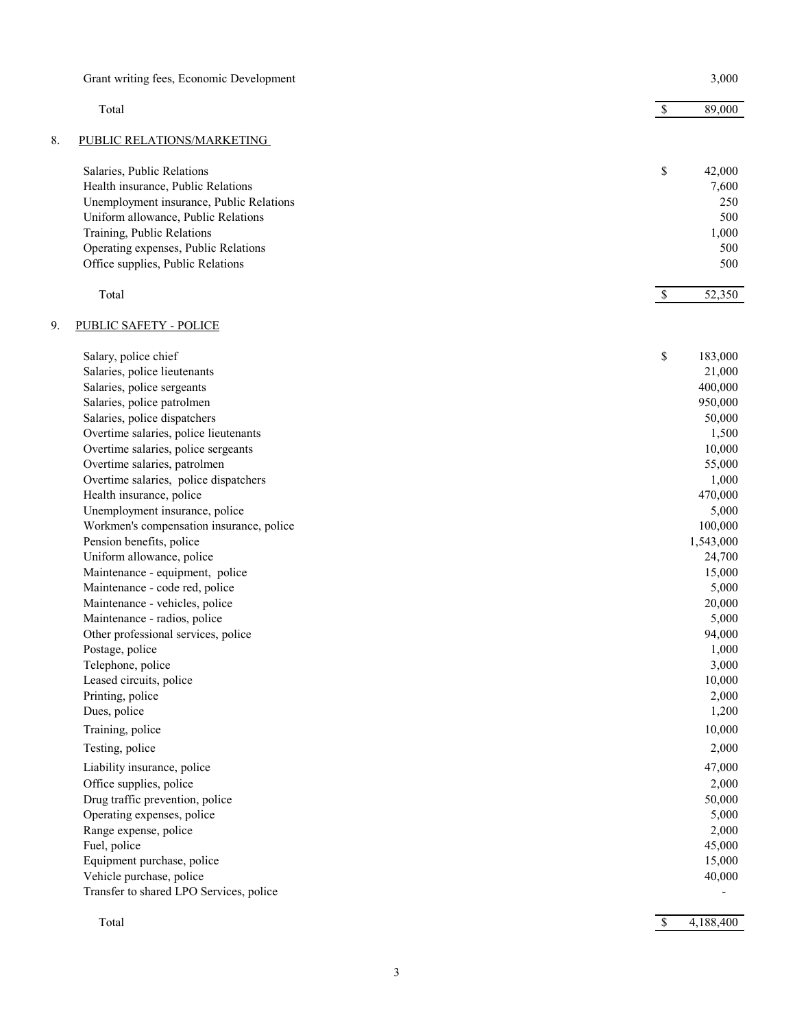| | | |
|---|---|---|
| Grant writing fees, Economic Development | | 3,000 |
| Total | $ | 89,000 |

8. PUBLIC RELATIONS/MARKETING

| | | |
|---|---|---|
| Salaries, Public Relations | $ | 42,000 |
| Health insurance, Public Relations | | 7,600 |
| Unemployment insurance, Public Relations | | 250 |
| Uniform allowance, Public Relations | | 500 |
| Training, Public Relations | | 1,000 |
| Operating expenses, Public Relations | | 500 |
| Office supplies, Public Relations | | 500 |
| Total | $ | 52,350 |

9. PUBLIC SAFETY - POLICE

| | | |
|---|---|---|
| Salary, police chief | $ | 183,000 |
| Salaries, police lieutenants | | 21,000 |
| Salaries, police sergeants | | 400,000 |
| Salaries, police patrolmen | | 950,000 |
| Salaries, police dispatchers | | 50,000 |
| Overtime salaries, police lieutenants | | 1,500 |
| Overtime salaries, police sergeants | | 10,000 |
| Overtime salaries, patrolmen | | 55,000 |
| Overtime salaries, police dispatchers | | 1,000 |
| Health insurance, police | | 470,000 |
| Unemployment insurance, police | | 5,000 |
| Workmen's compensation insurance, police | | 100,000 |
| Pension benefits, police | | 1,543,000 |
| Uniform allowance, police | | 24,700 |
| Maintenance - equipment, police | | 15,000 |
| Maintenance - code red, police | | 5,000 |
| Maintenance - vehicles, police | | 20,000 |
| Maintenance - radios, police | | 5,000 |
| Other professional services, police | | 94,000 |
| Postage, police | | 1,000 |
| Telephone, police | | 3,000 |
| Leased circuits, police | | 10,000 |
| Printing, police | | 2,000 |
| Dues, police | | 1,200 |
| Training, police | | 10,000 |
| Testing, police | | 2,000 |
| Liability insurance, police | | 47,000 |
| Office supplies, police | | 2,000 |
| Drug traffic prevention, police | | 50,000 |
| Operating expenses, police | | 5,000 |
| Range expense, police | | 2,000 |
| Fuel, police | | 45,000 |
| Equipment purchase, police | | 15,000 |
| Vehicle purchase, police | | 40,000 |
| Transfer to shared LPO Services, police | | - |
| Total | $ | 4,188,400 |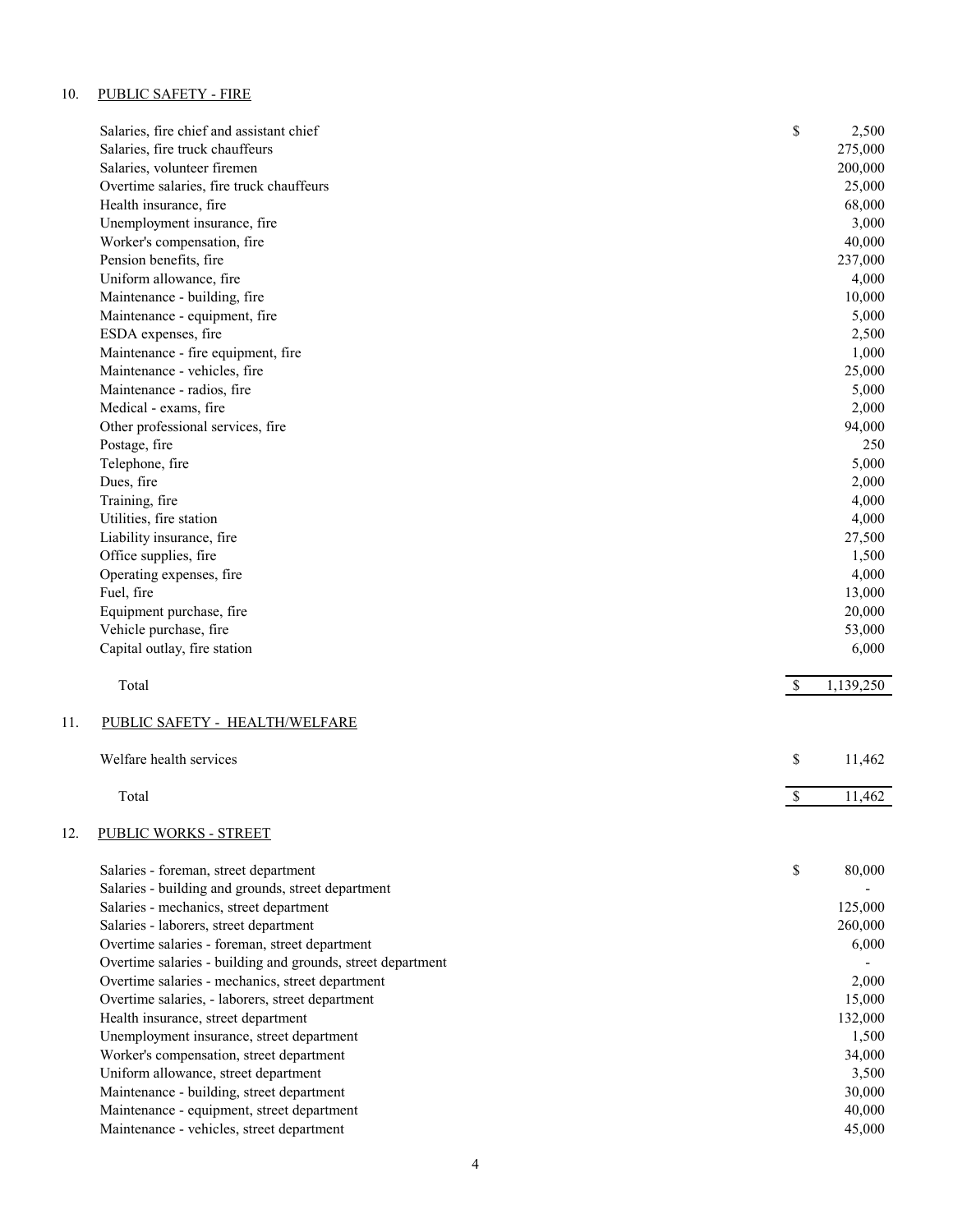## 10. PUBLIC SAFETY - FIRE

| | |
|---|---:|
| Salaries, fire chief and assistant chief | $ 2,500 |
| Salaries, fire truck chauffeurs | 275,000 |
| Salaries, volunteer firemen | 200,000 |
| Overtime salaries, fire truck chauffeurs | 25,000 |
| Health insurance, fire | 68,000 |
| Unemployment insurance, fire | 3,000 |
| Worker's compensation, fire | 40,000 |
| Pension benefits, fire | 237,000 |
| Uniform allowance, fire | 4,000 |
| Maintenance - building, fire | 10,000 |
| Maintenance - equipment, fire | 5,000 |
| ESDA expenses, fire | 2,500 |
| Maintenance - fire equipment, fire | 1,000 |
| Maintenance - vehicles, fire | 25,000 |
| Maintenance - radios, fire | 5,000 |
| Medical - exams, fire | 2,000 |
| Other professional services, fire | 94,000 |
| Postage, fire | 250 |
| Telephone, fire | 5,000 |
| Dues, fire | 2,000 |
| Training, fire | 4,000 |
| Utilities, fire station | 4,000 |
| Liability insurance, fire | 27,500 |
| Office supplies, fire | 1,500 |
| Operating expenses, fire | 4,000 |
| Fuel, fire | 13,000 |
| Equipment purchase, fire | 20,000 |
| Vehicle purchase, fire | 53,000 |
| Capital outlay, fire station | 6,000 |
| Total | $ 1,139,250 |

## 11. PUBLIC SAFETY - HEALTH/WELFARE

| | |
|---|---:|
| Welfare health services | $ 11,462 |
| Total | $ 11,462 |

## 12. PUBLIC WORKS - STREET

| | |
|---|---:|
| Salaries - foreman, street department | $ 80,000 |
| Salaries - building and grounds, street department | - |
| Salaries - mechanics, street department | 125,000 |
| Salaries - laborers, street department | 260,000 |
| Overtime salaries - foreman, street department | 6,000 |
| Overtime salaries - building and grounds, street department | - |
| Overtime salaries - mechanics, street department | 2,000 |
| Overtime salaries, - laborers, street department | 15,000 |
| Health insurance, street department | 132,000 |
| Unemployment insurance, street department | 1,500 |
| Worker's compensation, street department | 34,000 |
| Uniform allowance, street department | 3,500 |
| Maintenance - building, street department | 30,000 |
| Maintenance - equipment, street department | 40,000 |
| Maintenance - vehicles, street department | 45,000 |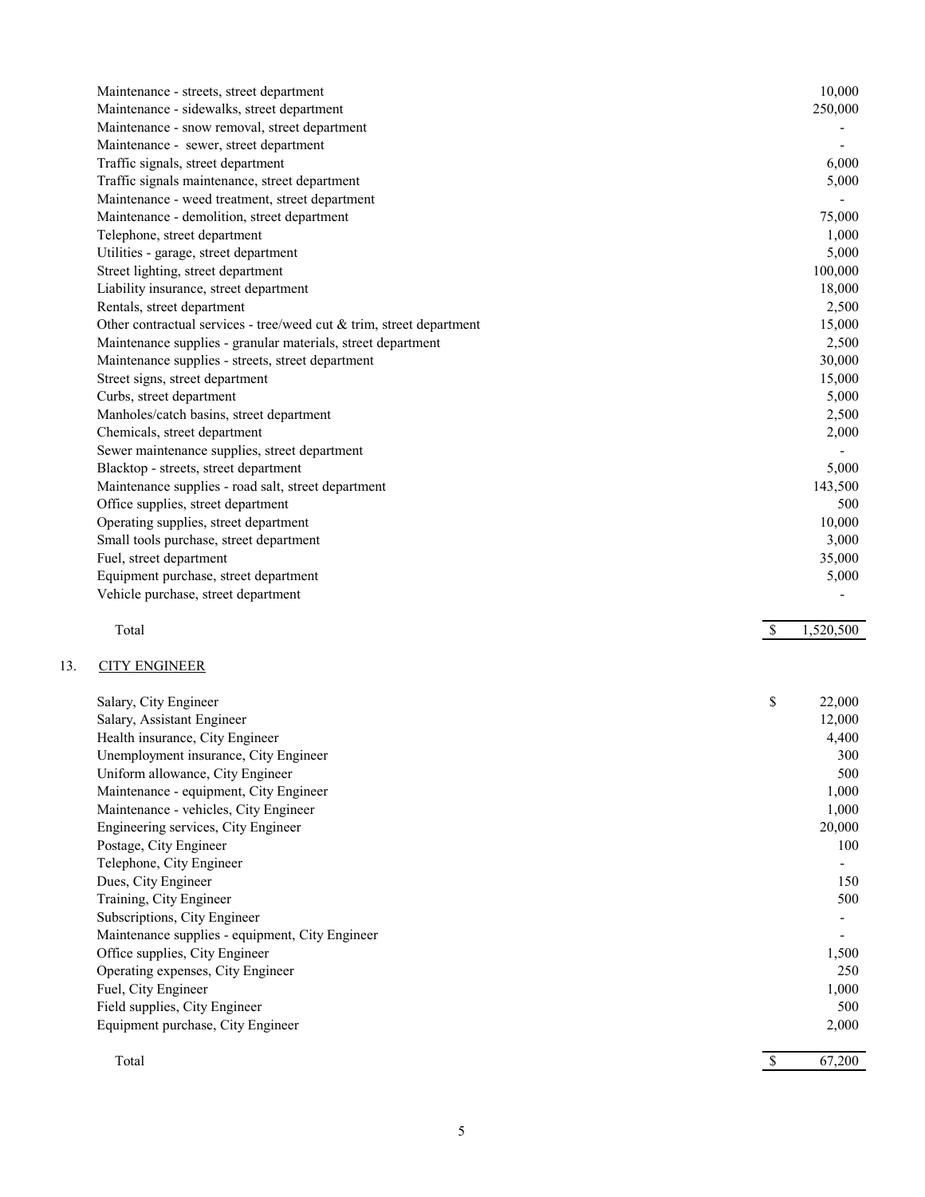| | |
|---|---|
| Maintenance - streets, street department | 10,000 |
| Maintenance - sidewalks, street department | 250,000 |
| Maintenance - snow removal, street department | - |
| Maintenance - sewer, street department | - |
| Traffic signals, street department | 6,000 |
| Traffic signals maintenance, street department | 5,000 |
| Maintenance - weed treatment, street department | - |
| Maintenance - demolition, street department | 75,000 |
| Telephone, street department | 1,000 |
| Utilities - garage, street department | 5,000 |
| Street lighting, street department | 100,000 |
| Liability insurance, street department | 18,000 |
| Rentals, street department | 2,500 |
| Other contractual services - tree/weed cut & trim, street department | 15,000 |
| Maintenance supplies - granular materials, street department | 2,500 |
| Maintenance supplies - streets, street department | 30,000 |
| Street signs, street department | 15,000 |
| Curbs, street department | 5,000 |
| Manholes/catch basins, street department | 2,500 |
| Chemicals, street department | 2,000 |
| Sewer maintenance supplies, street department | - |
| Blacktop - streets, street department | 5,000 |
| Maintenance supplies - road salt, street department | 143,500 |
| Office supplies, street department | 500 |
| Operating supplies, street department | 10,000 |
| Small tools purchase, street department | 3,000 |
| Fuel, street department | 35,000 |
| Equipment purchase, street department | 5,000 |
| Vehicle purchase, street department | - |
| Total | $ 1,520,500 |

13. CITY ENGINEER

| | |
|---|---|
| Salary, City Engineer | $ 22,000 |
| Salary, Assistant Engineer | 12,000 |
| Health insurance, City Engineer | 4,400 |
| Unemployment insurance, City Engineer | 300 |
| Uniform allowance, City Engineer | 500 |
| Maintenance - equipment, City Engineer | 1,000 |
| Maintenance - vehicles, City Engineer | 1,000 |
| Engineering services, City Engineer | 20,000 |
| Postage, City Engineer | 100 |
| Telephone, City Engineer | - |
| Dues, City Engineer | 150 |
| Training, City Engineer | 500 |
| Subscriptions, City Engineer | - |
| Maintenance supplies - equipment, City Engineer | - |
| Office supplies, City Engineer | 1,500 |
| Operating expenses, City Engineer | 250 |
| Fuel, City Engineer | 1,000 |
| Field supplies, City Engineer | 500 |
| Equipment purchase, City Engineer | 2,000 |
| Total | $ 67,200 |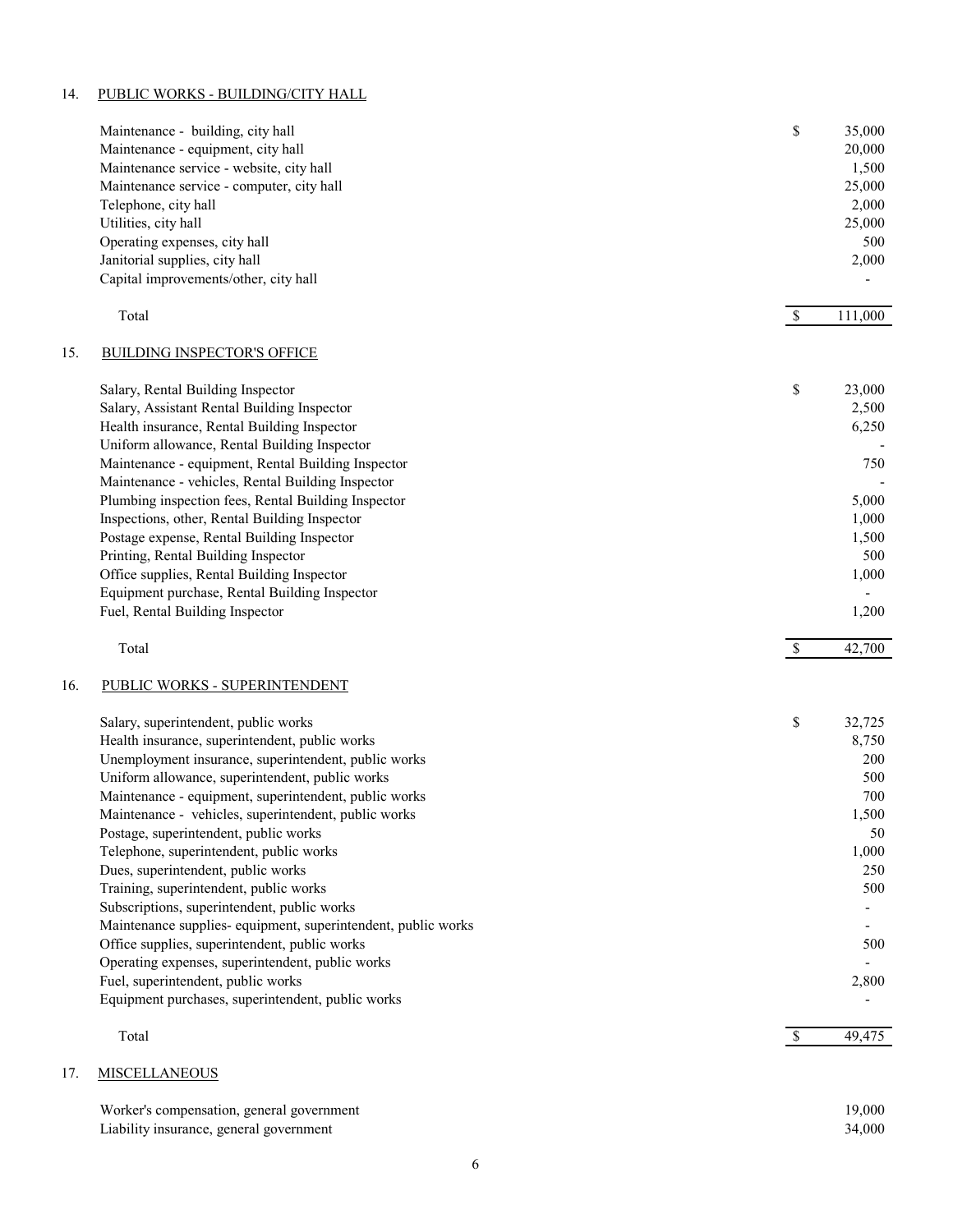## 14. PUBLIC WORKS - BUILDING/CITY HALL

| Item | | Amount |
|---|---|---|
| Maintenance - building, city hall | $ | 35,000 |
| Maintenance - equipment, city hall | | 20,000 |
| Maintenance service - website, city hall | | 1,500 |
| Maintenance service - computer, city hall | | 25,000 |
| Telephone, city hall | | 2,000 |
| Utilities, city hall | | 25,000 |
| Operating expenses, city hall | | 500 |
| Janitorial supplies, city hall | | 2,000 |
| Capital improvements/other, city hall | | - |
| Total | $ | 111,000 |

## 15. BUILDING INSPECTOR'S OFFICE

| Item | | Amount |
|---|---|---|
| Salary, Rental Building Inspector | $ | 23,000 |
| Salary, Assistant Rental Building Inspector | | 2,500 |
| Health insurance, Rental Building Inspector | | 6,250 |
| Uniform allowance, Rental Building Inspector | | - |
| Maintenance - equipment, Rental Building Inspector | | 750 |
| Maintenance - vehicles, Rental Building Inspector | | - |
| Plumbing inspection fees, Rental Building Inspector | | 5,000 |
| Inspections, other, Rental Building Inspector | | 1,000 |
| Postage expense, Rental Building Inspector | | 1,500 |
| Printing, Rental Building Inspector | | 500 |
| Office supplies, Rental Building Inspector | | 1,000 |
| Equipment purchase, Rental Building Inspector | | - |
| Fuel, Rental Building Inspector | | 1,200 |
| Total | $ | 42,700 |

## 16. PUBLIC WORKS - SUPERINTENDENT

| Item | | Amount |
|---|---|---|
| Salary, superintendent, public works | $ | 32,725 |
| Health insurance, superintendent, public works | | 8,750 |
| Unemployment insurance, superintendent, public works | | 200 |
| Uniform allowance, superintendent, public works | | 500 |
| Maintenance - equipment, superintendent, public works | | 700 |
| Maintenance - vehicles, superintendent, public works | | 1,500 |
| Postage, superintendent, public works | | 50 |
| Telephone, superintendent, public works | | 1,000 |
| Dues, superintendent, public works | | 250 |
| Training, superintendent, public works | | 500 |
| Subscriptions, superintendent, public works | | - |
| Maintenance supplies- equipment, superintendent, public works | | - |
| Office supplies, superintendent, public works | | 500 |
| Operating expenses, superintendent, public works | | - |
| Fuel, superintendent, public works | | 2,800 |
| Equipment purchases, superintendent, public works | | - |
| Total | $ | 49,475 |

## 17. MISCELLANEOUS

| Item | Amount |
|---|---|
| Worker's compensation, general government | 19,000 |
| Liability insurance, general government | 34,000 |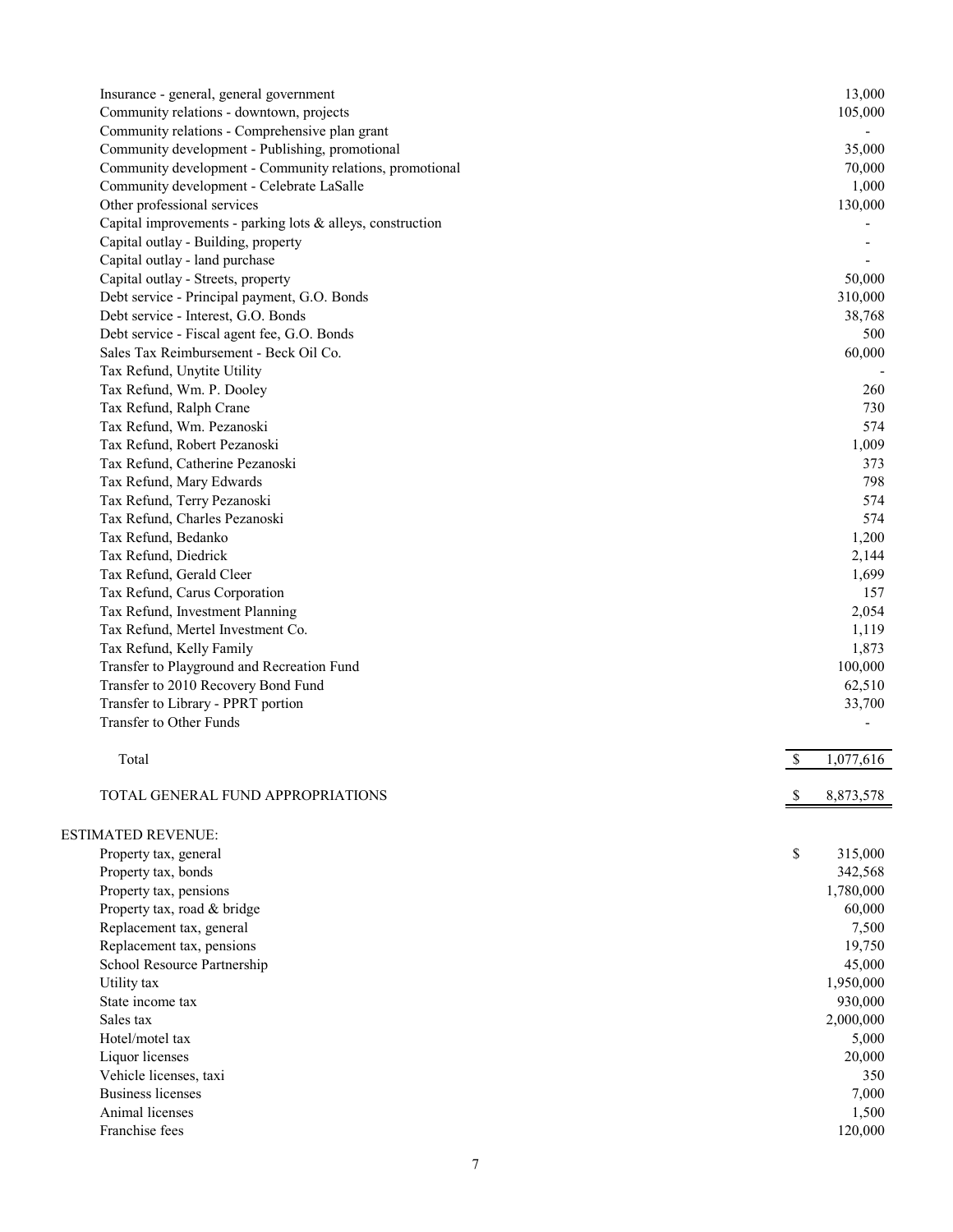| Item | Amount |
|---|---|
| Insurance - general, general government | 13,000 |
| Community relations - downtown, projects | 105,000 |
| Community relations - Comprehensive plan grant | - |
| Community development - Publishing, promotional | 35,000 |
| Community development - Community relations, promotional | 70,000 |
| Community development - Celebrate LaSalle | 1,000 |
| Other professional services | 130,000 |
| Capital improvements - parking lots & alleys, construction | - |
| Capital outlay - Building, property | - |
| Capital outlay - land purchase | - |
| Capital outlay - Streets, property | 50,000 |
| Debt service - Principal payment, G.O. Bonds | 310,000 |
| Debt service - Interest, G.O. Bonds | 38,768 |
| Debt service - Fiscal agent fee, G.O. Bonds | 500 |
| Sales Tax Reimbursement - Beck Oil Co. | 60,000 |
| Tax Refund, Unytite Utility | - |
| Tax Refund, Wm. P. Dooley | 260 |
| Tax Refund, Ralph Crane | 730 |
| Tax Refund, Wm. Pezanoski | 574 |
| Tax Refund, Robert Pezanoski | 1,009 |
| Tax Refund, Catherine Pezanoski | 373 |
| Tax Refund, Mary Edwards | 798 |
| Tax Refund, Terry Pezanoski | 574 |
| Tax Refund, Charles Pezanoski | 574 |
| Tax Refund, Bedanko | 1,200 |
| Tax Refund, Diedrick | 2,144 |
| Tax Refund, Gerald Cleer | 1,699 |
| Tax Refund, Carus Corporation | 157 |
| Tax Refund, Investment Planning | 2,054 |
| Tax Refund, Mertel Investment Co. | 1,119 |
| Tax Refund, Kelly Family | 1,873 |
| Transfer to Playground and Recreation Fund | 100,000 |
| Transfer to 2010 Recovery Bond Fund | 62,510 |
| Transfer to Library - PPRT portion | 33,700 |
| Transfer to Other Funds | - |
| Total | $ 1,077,616 |
| TOTAL GENERAL FUND APPROPRIATIONS | $ 8,873,578 |

ESTIMATED REVENUE:

| Item | Amount |
|---|---|
| Property tax, general | $ 315,000 |
| Property tax, bonds | 342,568 |
| Property tax, pensions | 1,780,000 |
| Property tax, road & bridge | 60,000 |
| Replacement tax, general | 7,500 |
| Replacement tax, pensions | 19,750 |
| School Resource Partnership | 45,000 |
| Utility tax | 1,950,000 |
| State income tax | 930,000 |
| Sales tax | 2,000,000 |
| Hotel/motel tax | 5,000 |
| Liquor licenses | 20,000 |
| Vehicle licenses, taxi | 350 |
| Business licenses | 7,000 |
| Animal licenses | 1,500 |
| Franchise fees | 120,000 |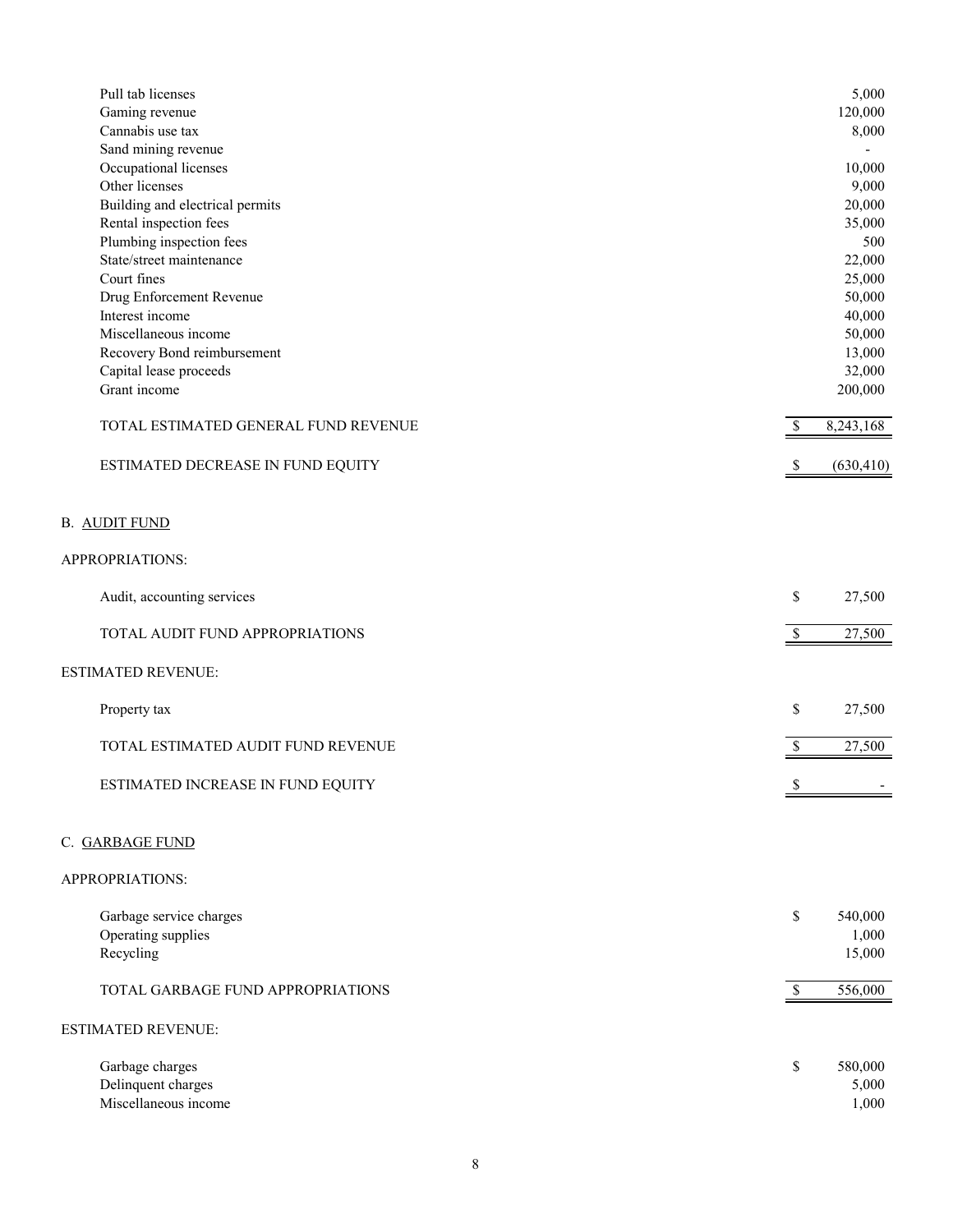| | | |
|---|---|---|
| Pull tab licenses | | 5,000 |
| Gaming revenue | | 120,000 |
| Cannabis use tax | | 8,000 |
| Sand mining revenue | | - |
| Occupational licenses | | 10,000 |
| Other licenses | | 9,000 |
| Building and electrical permits | | 20,000 |
| Rental inspection fees | | 35,000 |
| Plumbing inspection fees | | 500 |
| State/street maintenance | | 22,000 |
| Court fines | | 25,000 |
| Drug Enforcement Revenue | | 50,000 |
| Interest income | | 40,000 |
| Miscellaneous income | | 50,000 |
| Recovery Bond reimbursement | | 13,000 |
| Capital lease proceeds | | 32,000 |
| Grant income | | 200,000 |
| TOTAL ESTIMATED GENERAL FUND REVENUE | $ | 8,243,168 |
| ESTIMATED DECREASE IN FUND EQUITY | $ | (630,410) |

B. <u>AUDIT FUND</u>

APPROPRIATIONS:

| | | |
|---|---|---|
| Audit, accounting services | $ | 27,500 |
| TOTAL AUDIT FUND APPROPRIATIONS | $ | 27,500 |

ESTIMATED REVENUE:

| | | |
|---|---|---|
| Property tax | $ | 27,500 |
| TOTAL ESTIMATED AUDIT FUND REVENUE | $ | 27,500 |
| ESTIMATED INCREASE IN FUND EQUITY | $ | - |

C. <u>GARBAGE FUND</u>

APPROPRIATIONS:

| | | |
|---|---|---|
| Garbage service charges | $ | 540,000 |
| Operating supplies | | 1,000 |
| Recycling | | 15,000 |
| TOTAL GARBAGE FUND APPROPRIATIONS | $ | 556,000 |

ESTIMATED REVENUE:

| | | |
|---|---|---|
| Garbage charges | $ | 580,000 |
| Delinquent charges | | 5,000 |
| Miscellaneous income | | 1,000 |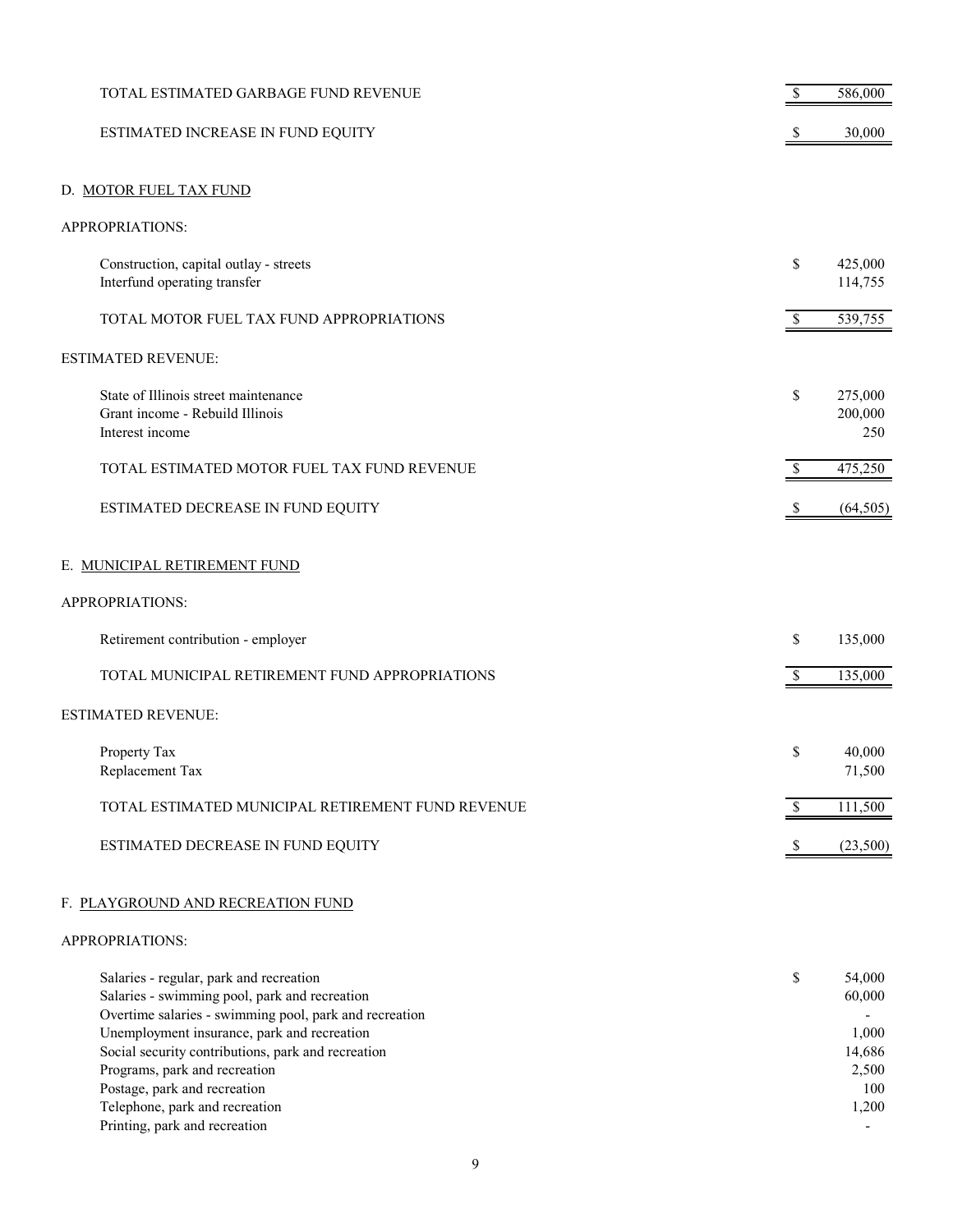| | | |
|---|---|---|
| TOTAL ESTIMATED GARBAGE FUND REVENUE | $ | 586,000 |
| ESTIMATED INCREASE IN FUND EQUITY | $ | 30,000 |

D. MOTOR FUEL TAX FUND

APPROPRIATIONS:

| | | |
|---|---|---|
| Construction, capital outlay - streets | $ | 425,000 |
| Interfund operating transfer | | 114,755 |
| TOTAL MOTOR FUEL TAX FUND APPROPRIATIONS | $ | 539,755 |

ESTIMATED REVENUE:

| | | |
|---|---|---|
| State of Illinois street maintenance | $ | 275,000 |
| Grant income - Rebuild Illinois | | 200,000 |
| Interest income | | 250 |
| TOTAL ESTIMATED MOTOR FUEL TAX FUND REVENUE | $ | 475,250 |
| ESTIMATED DECREASE IN FUND EQUITY | $ | (64,505) |

E. MUNICIPAL RETIREMENT FUND

APPROPRIATIONS:

| | | |
|---|---|---|
| Retirement contribution - employer | $ | 135,000 |
| TOTAL MUNICIPAL RETIREMENT FUND APPROPRIATIONS | $ | 135,000 |

ESTIMATED REVENUE:

| | | |
|---|---|---|
| Property Tax | $ | 40,000 |
| Replacement Tax | | 71,500 |
| TOTAL ESTIMATED MUNICIPAL RETIREMENT FUND REVENUE | $ | 111,500 |
| ESTIMATED DECREASE IN FUND EQUITY | $ | (23,500) |

F. PLAYGROUND AND RECREATION FUND

APPROPRIATIONS:

| | | |
|---|---|---|
| Salaries - regular, park and recreation | $ | 54,000 |
| Salaries - swimming pool, park and recreation | | 60,000 |
| Overtime salaries - swimming pool, park and recreation | | - |
| Unemployment insurance, park and recreation | | 1,000 |
| Social security contributions, park and recreation | | 14,686 |
| Programs, park and recreation | | 2,500 |
| Postage, park and recreation | | 100 |
| Telephone, park and recreation | | 1,200 |
| Printing, park and recreation | | - |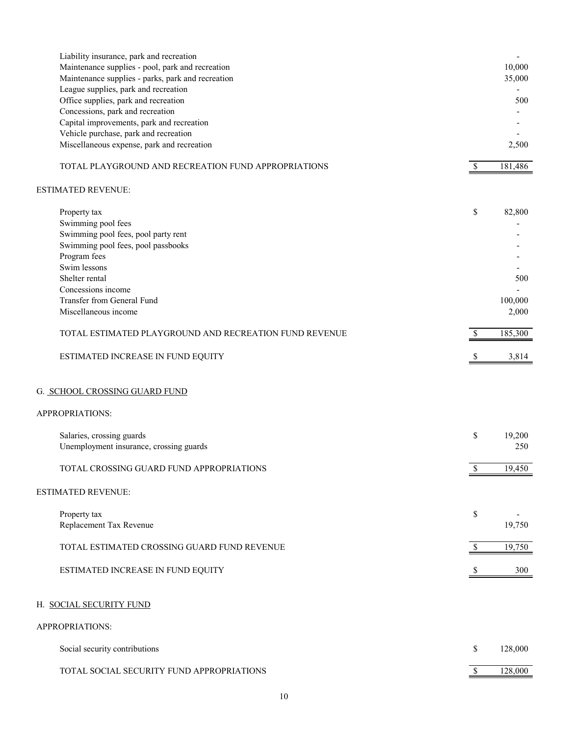| | | |
|---|---|---|
| Liability insurance, park and recreation | | - |
| Maintenance supplies - pool, park and recreation | | 10,000 |
| Maintenance supplies - parks, park and recreation | | 35,000 |
| League supplies, park and recreation | | - |
| Office supplies, park and recreation | | 500 |
| Concessions, park and recreation | | - |
| Capital improvements, park and recreation | | - |
| Vehicle purchase, park and recreation | | - |
| Miscellaneous expense, park and recreation | | 2,500 |
| TOTAL PLAYGROUND AND RECREATION FUND APPROPRIATIONS | $ | 181,486 |

ESTIMATED REVENUE:

| | | |
|---|---|---|
| Property tax | $ | 82,800 |
| Swimming pool fees | | - |
| Swimming pool fees, pool party rent | | - |
| Swimming pool fees, pool passbooks | | - |
| Program fees | | - |
| Swim lessons | | - |
| Shelter rental | | 500 |
| Concessions income | | - |
| Transfer from General Fund | | 100,000 |
| Miscellaneous income | | 2,000 |
| TOTAL ESTIMATED PLAYGROUND AND RECREATION FUND REVENUE | $ | 185,300 |
| ESTIMATED INCREASE IN FUND EQUITY | $ | 3,814 |

G. <u>SCHOOL CROSSING GUARD FUND</u>

APPROPRIATIONS:

| | | |
|---|---|---|
| Salaries, crossing guards | $ | 19,200 |
| Unemployment insurance, crossing guards | | 250 |
| TOTAL CROSSING GUARD FUND APPROPRIATIONS | $ | 19,450 |

ESTIMATED REVENUE:

| | | |
|---|---|---|
| Property tax | $ | - |
| Replacement Tax Revenue | | 19,750 |
| TOTAL ESTIMATED CROSSING GUARD FUND REVENUE | $ | 19,750 |
| ESTIMATED INCREASE IN FUND EQUITY | $ | 300 |

H. <u>SOCIAL SECURITY FUND</u>

APPROPRIATIONS:

| | | |
|---|---|---|
| Social security contributions | $ | 128,000 |
| TOTAL SOCIAL SECURITY FUND APPROPRIATIONS | $ | 128,000 |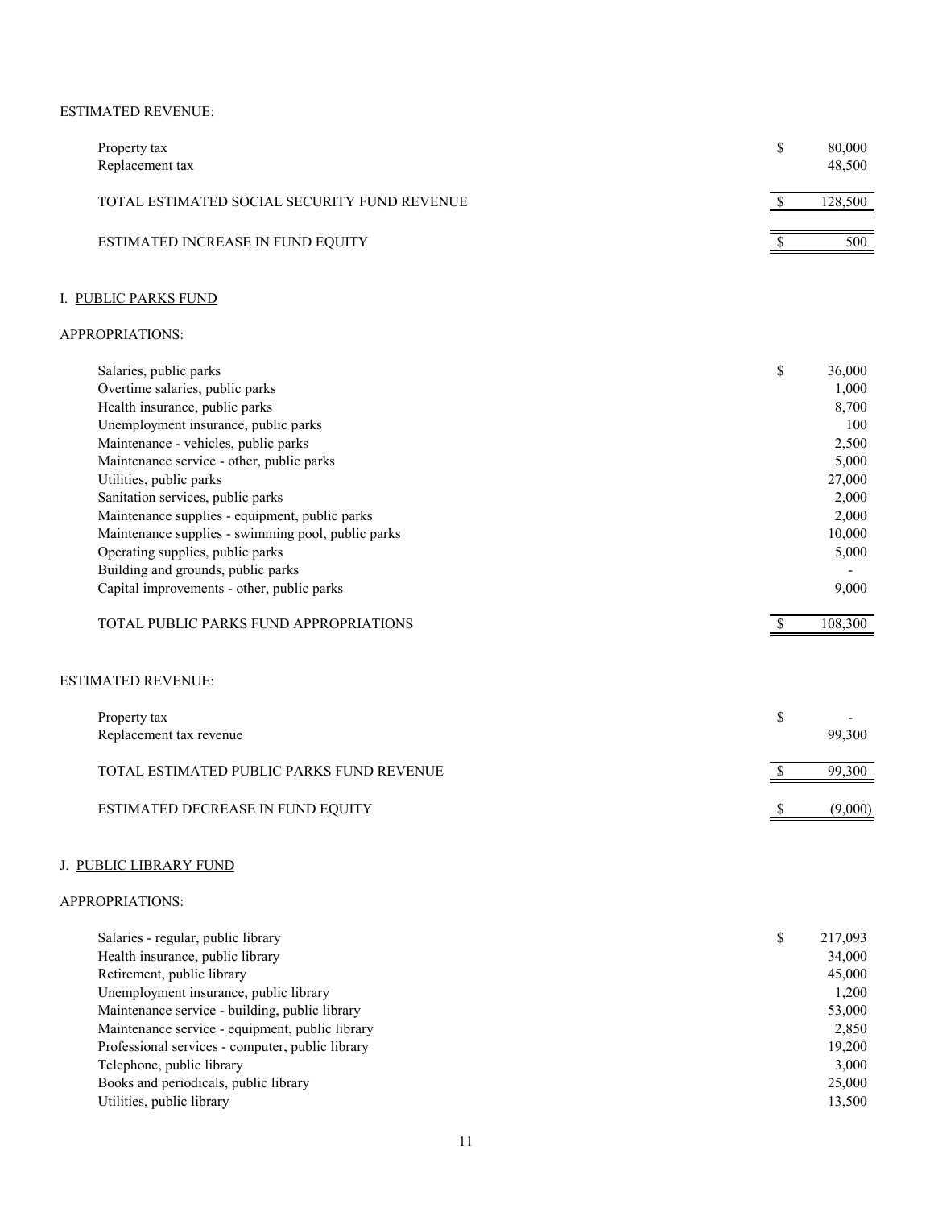ESTIMATED REVENUE:

| | | |
|---|---|---|
| Property tax | $ | 80,000 |
| Replacement tax | | 48,500 |
| TOTAL ESTIMATED SOCIAL SECURITY FUND REVENUE | $ | 128,500 |
| ESTIMATED INCREASE IN FUND EQUITY | $ | 500 |

I. <u>PUBLIC PARKS FUND</u>

APPROPRIATIONS:

| | | |
|---|---|---|
| Salaries, public parks | $ | 36,000 |
| Overtime salaries, public parks | | 1,000 |
| Health insurance, public parks | | 8,700 |
| Unemployment insurance, public parks | | 100 |
| Maintenance - vehicles, public parks | | 2,500 |
| Maintenance service - other, public parks | | 5,000 |
| Utilities, public parks | | 27,000 |
| Sanitation services, public parks | | 2,000 |
| Maintenance supplies - equipment, public parks | | 2,000 |
| Maintenance supplies - swimming pool, public parks | | 10,000 |
| Operating supplies, public parks | | 5,000 |
| Building and grounds, public parks | | - |
| Capital improvements - other, public parks | | 9,000 |
| TOTAL PUBLIC PARKS FUND APPROPRIATIONS | $ | 108,300 |

ESTIMATED REVENUE:

| | | |
|---|---|---|
| Property tax | $ | - |
| Replacement tax revenue | | 99,300 |
| TOTAL ESTIMATED PUBLIC PARKS FUND REVENUE | $ | 99,300 |
| ESTIMATED DECREASE IN FUND EQUITY | $ | (9,000) |

J. <u>PUBLIC LIBRARY FUND</u>

APPROPRIATIONS:

| | | |
|---|---|---|
| Salaries - regular, public library | $ | 217,093 |
| Health insurance, public library | | 34,000 |
| Retirement, public library | | 45,000 |
| Unemployment insurance, public library | | 1,200 |
| Maintenance service - building, public library | | 53,000 |
| Maintenance service - equipment, public library | | 2,850 |
| Professional services - computer, public library | | 19,200 |
| Telephone, public library | | 3,000 |
| Books and periodicals, public library | | 25,000 |
| Utilities, public library | | 13,500 |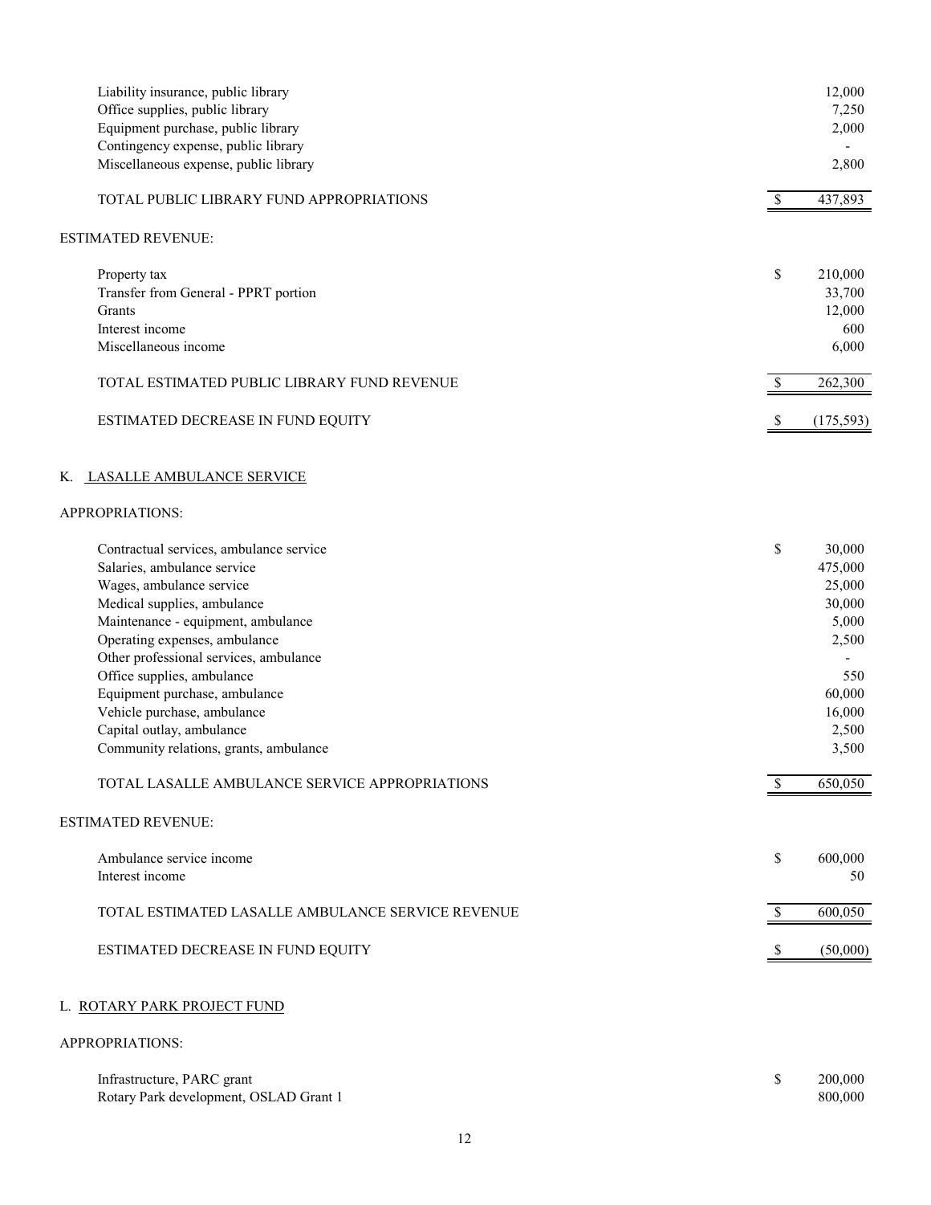| | | |
|---|---|---|
| Liability insurance, public library | | 12,000 |
| Office supplies, public library | | 7,250 |
| Equipment purchase, public library | | 2,000 |
| Contingency expense, public library | | - |
| Miscellaneous expense, public library | | 2,800 |
| TOTAL PUBLIC LIBRARY FUND APPROPRIATIONS | $ | 437,893 |

ESTIMATED REVENUE:

| | | |
|---|---|---|
| Property tax | $ | 210,000 |
| Transfer from General - PPRT portion | | 33,700 |
| Grants | | 12,000 |
| Interest income | | 600 |
| Miscellaneous income | | 6,000 |
| TOTAL ESTIMATED PUBLIC LIBRARY FUND REVENUE | $ | 262,300 |
| ESTIMATED DECREASE IN FUND EQUITY | $ | (175,593) |

## K. LASALLE AMBULANCE SERVICE

APPROPRIATIONS:

| | | |
|---|---|---|
| Contractual services, ambulance service | $ | 30,000 |
| Salaries, ambulance service | | 475,000 |
| Wages, ambulance service | | 25,000 |
| Medical supplies, ambulance | | 30,000 |
| Maintenance - equipment, ambulance | | 5,000 |
| Operating expenses, ambulance | | 2,500 |
| Other professional services, ambulance | | - |
| Office supplies, ambulance | | 550 |
| Equipment purchase, ambulance | | 60,000 |
| Vehicle purchase, ambulance | | 16,000 |
| Capital outlay, ambulance | | 2,500 |
| Community relations, grants, ambulance | | 3,500 |
| TOTAL LASALLE AMBULANCE SERVICE APPROPRIATIONS | $ | 650,050 |

ESTIMATED REVENUE:

| | | |
|---|---|---|
| Ambulance service income | $ | 600,000 |
| Interest income | | 50 |
| TOTAL ESTIMATED LASALLE AMBULANCE SERVICE REVENUE | $ | 600,050 |
| ESTIMATED DECREASE IN FUND EQUITY | $ | (50,000) |

## L. ROTARY PARK PROJECT FUND

APPROPRIATIONS:

| | | |
|---|---|---|
| Infrastructure, PARC grant | $ | 200,000 |
| Rotary Park development, OSLAD Grant 1 | | 800,000 |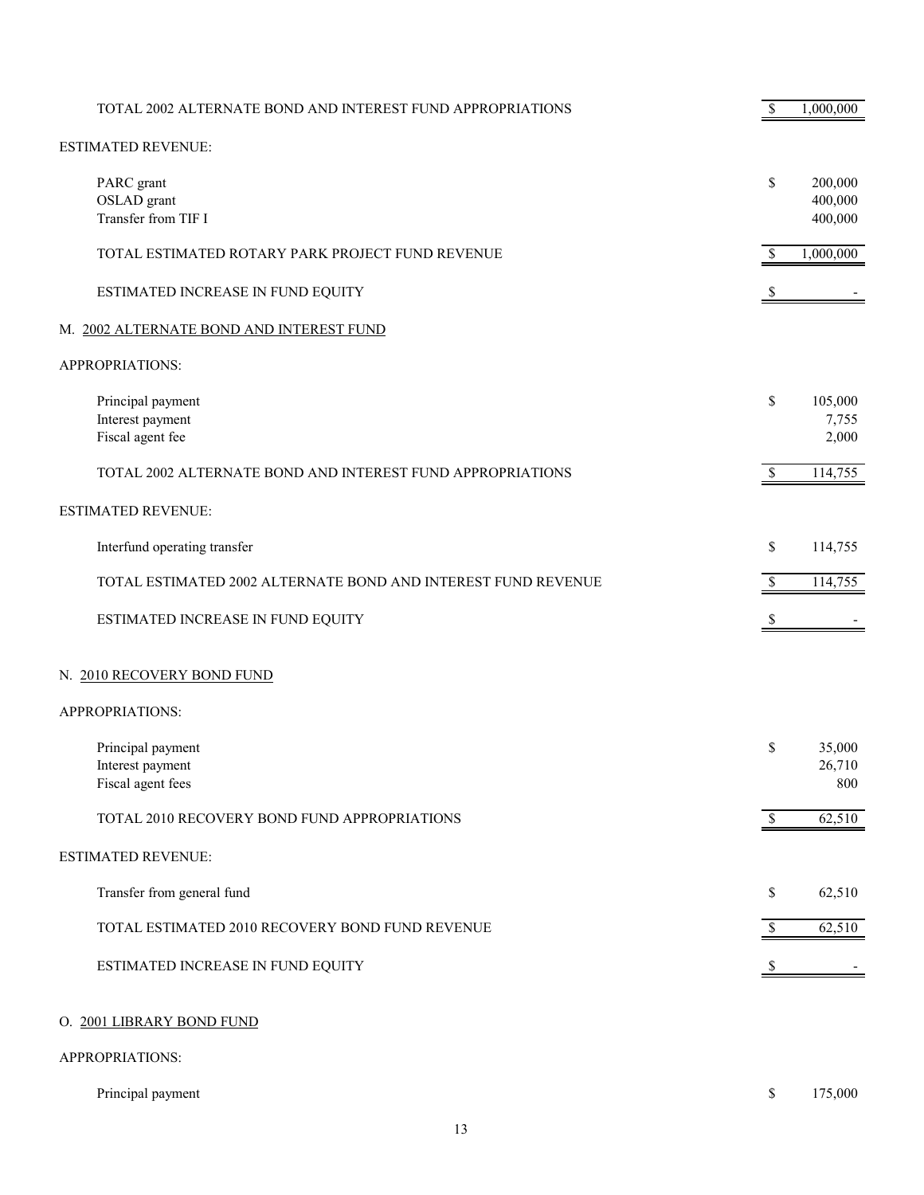| | | |
|---|---|---|
| TOTAL 2002 ALTERNATE BOND AND INTEREST FUND APPROPRIATIONS | $ | 1,000,000 |

ESTIMATED REVENUE:

| | | |
|---|---|---|
| PARC grant | $ | 200,000 |
| OSLAD grant | | 400,000 |
| Transfer from TIF I | | 400,000 |
| TOTAL ESTIMATED ROTARY PARK PROJECT FUND REVENUE | $ | 1,000,000 |
| ESTIMATED INCREASE IN FUND EQUITY | $ | - |

## M. 2002 ALTERNATE BOND AND INTEREST FUND

APPROPRIATIONS:

| | | |
|---|---|---|
| Principal payment | $ | 105,000 |
| Interest payment | | 7,755 |
| Fiscal agent fee | | 2,000 |
| TOTAL 2002 ALTERNATE BOND AND INTEREST FUND APPROPRIATIONS | $ | 114,755 |

ESTIMATED REVENUE:

| | | |
|---|---|---|
| Interfund operating transfer | $ | 114,755 |
| TOTAL ESTIMATED 2002 ALTERNATE BOND AND INTEREST FUND REVENUE | $ | 114,755 |
| ESTIMATED INCREASE IN FUND EQUITY | $ | - |

## N. 2010 RECOVERY BOND FUND

APPROPRIATIONS:

| | | |
|---|---|---|
| Principal payment | $ | 35,000 |
| Interest payment | | 26,710 |
| Fiscal agent fees | | 800 |
| TOTAL 2010 RECOVERY BOND FUND APPROPRIATIONS | $ | 62,510 |

ESTIMATED REVENUE:

| | | |
|---|---|---|
| Transfer from general fund | $ | 62,510 |
| TOTAL ESTIMATED 2010 RECOVERY BOND FUND REVENUE | $ | 62,510 |
| ESTIMATED INCREASE IN FUND EQUITY | $ | - |

## O. 2001 LIBRARY BOND FUND

APPROPRIATIONS:

| | | |
|---|---|---|
| Principal payment | $ | 175,000 |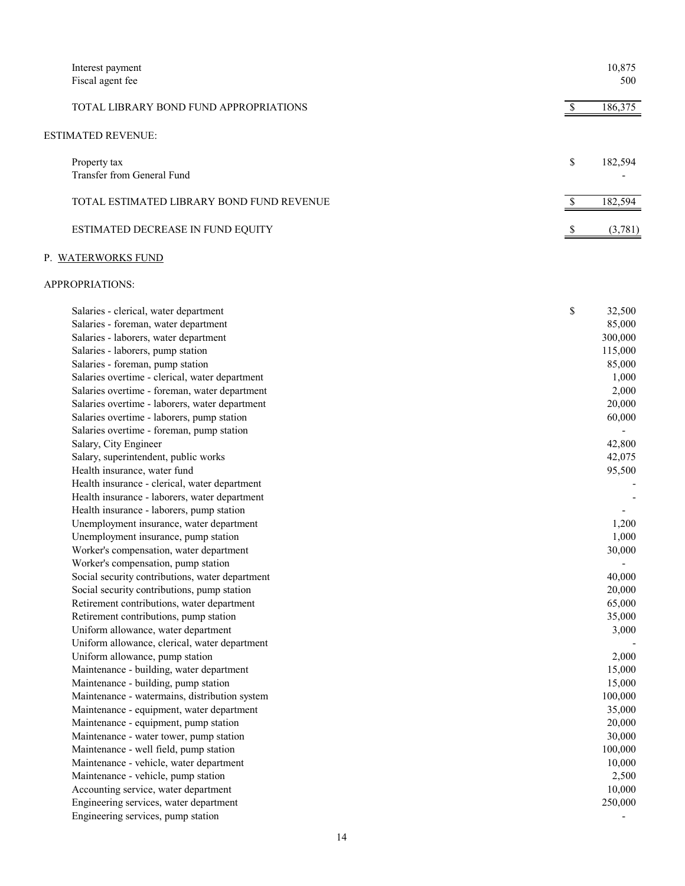| | |
|---|---|
| Interest payment | 10,875 |
| Fiscal agent fee | 500 |
| TOTAL LIBRARY BOND FUND APPROPRIATIONS | $ 186,375 |

ESTIMATED REVENUE:

| | |
|---|---|
| Property tax | $ 182,594 |
| Transfer from General Fund | - |
| TOTAL ESTIMATED LIBRARY BOND FUND REVENUE | $ 182,594 |
| ESTIMATED DECREASE IN FUND EQUITY | $ (3,781) |

P. WATERWORKS FUND

APPROPRIATIONS:

| | |
|---|---|
| Salaries - clerical, water department | $ 32,500 |
| Salaries - foreman, water department | 85,000 |
| Salaries - laborers, water department | 300,000 |
| Salaries - laborers, pump station | 115,000 |
| Salaries - foreman, pump station | 85,000 |
| Salaries overtime - clerical, water department | 1,000 |
| Salaries overtime - foreman, water department | 2,000 |
| Salaries overtime - laborers, water department | 20,000 |
| Salaries overtime - laborers, pump station | 60,000 |
| Salaries overtime - foreman, pump station | - |
| Salary, City Engineer | 42,800 |
| Salary, superintendent, public works | 42,075 |
| Health insurance, water fund | 95,500 |
| Health insurance - clerical, water department | - |
| Health insurance - laborers, water department | - |
| Health insurance - laborers, pump station | - |
| Unemployment insurance, water department | 1,200 |
| Unemployment insurance, pump station | 1,000 |
| Worker's compensation, water department | 30,000 |
| Worker's compensation, pump station | - |
| Social security contributions, water department | 40,000 |
| Social security contributions, pump station | 20,000 |
| Retirement contributions, water department | 65,000 |
| Retirement contributions, pump station | 35,000 |
| Uniform allowance, water department | 3,000 |
| Uniform allowance, clerical, water department | - |
| Uniform allowance, pump station | 2,000 |
| Maintenance - building, water department | 15,000 |
| Maintenance - building, pump station | 15,000 |
| Maintenance - watermains, distribution system | 100,000 |
| Maintenance - equipment, water department | 35,000 |
| Maintenance - equipment, pump station | 20,000 |
| Maintenance - water tower, pump station | 30,000 |
| Maintenance - well field, pump station | 100,000 |
| Maintenance - vehicle, water department | 10,000 |
| Maintenance - vehicle, pump station | 2,500 |
| Accounting service, water department | 10,000 |
| Engineering services, water department | 250,000 |
| Engineering services, pump station | - |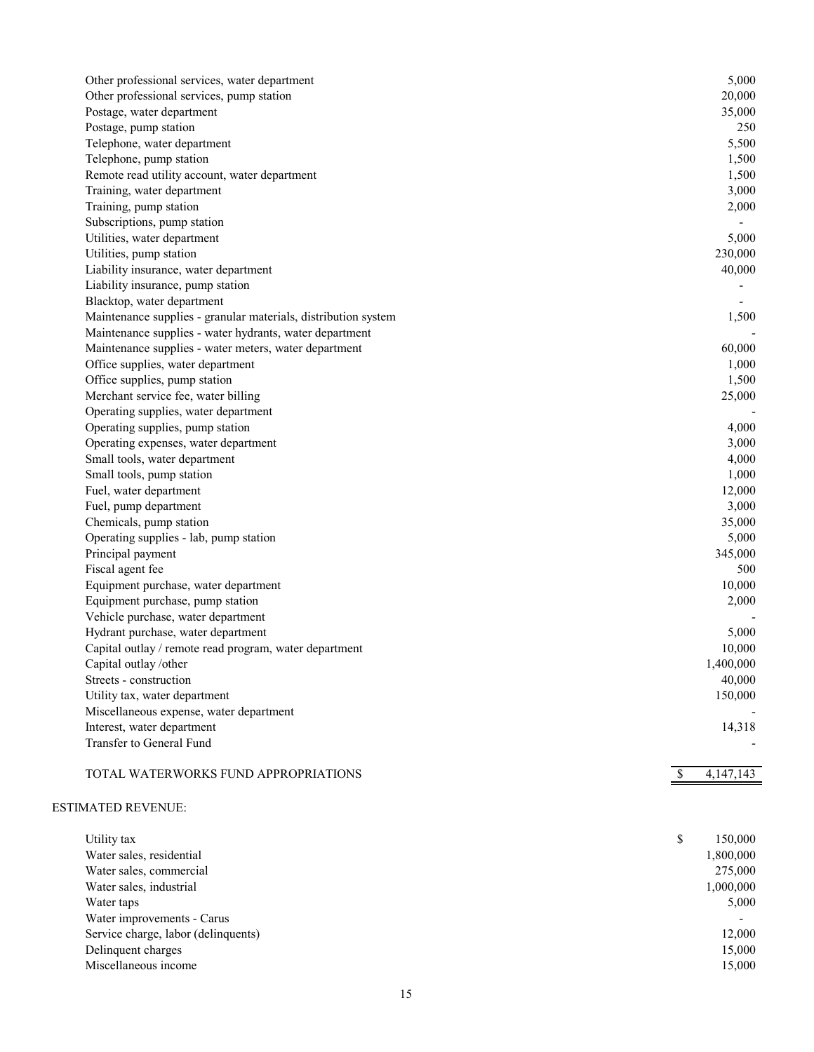| | |
|---|---|
| Other professional services, water department | 5,000 |
| Other professional services, pump station | 20,000 |
| Postage, water department | 35,000 |
| Postage, pump station | 250 |
| Telephone, water department | 5,500 |
| Telephone, pump station | 1,500 |
| Remote read utility account, water department | 1,500 |
| Training, water department | 3,000 |
| Training, pump station | 2,000 |
| Subscriptions, pump station | - |
| Utilities, water department | 5,000 |
| Utilities, pump station | 230,000 |
| Liability insurance, water department | 40,000 |
| Liability insurance, pump station | - |
| Blacktop, water department | - |
| Maintenance supplies - granular materials, distribution system | 1,500 |
| Maintenance supplies - water hydrants, water department | - |
| Maintenance supplies - water meters, water department | 60,000 |
| Office supplies, water department | 1,000 |
| Office supplies, pump station | 1,500 |
| Merchant service fee, water billing | 25,000 |
| Operating supplies, water department | - |
| Operating supplies, pump station | 4,000 |
| Operating expenses, water department | 3,000 |
| Small tools, water department | 4,000 |
| Small tools, pump station | 1,000 |
| Fuel, water department | 12,000 |
| Fuel, pump department | 3,000 |
| Chemicals, pump station | 35,000 |
| Operating supplies - lab, pump station | 5,000 |
| Principal payment | 345,000 |
| Fiscal agent fee | 500 |
| Equipment purchase, water department | 10,000 |
| Equipment purchase, pump station | 2,000 |
| Vehicle purchase, water department | - |
| Hydrant purchase, water department | 5,000 |
| Capital outlay / remote read program, water department | 10,000 |
| Capital outlay /other | 1,400,000 |
| Streets - construction | 40,000 |
| Utility tax, water department | 150,000 |
| Miscellaneous expense, water department | - |
| Interest, water department | 14,318 |
| Transfer to General Fund | - |
| TOTAL WATERWORKS FUND APPROPRIATIONS | $ 4,147,143 |

ESTIMATED REVENUE:

| | |
|---|---|
| Utility tax | $ 150,000 |
| Water sales, residential | 1,800,000 |
| Water sales, commercial | 275,000 |
| Water sales, industrial | 1,000,000 |
| Water taps | 5,000 |
| Water improvements - Carus | - |
| Service charge, labor (delinquents) | 12,000 |
| Delinquent charges | 15,000 |
| Miscellaneous income | 15,000 |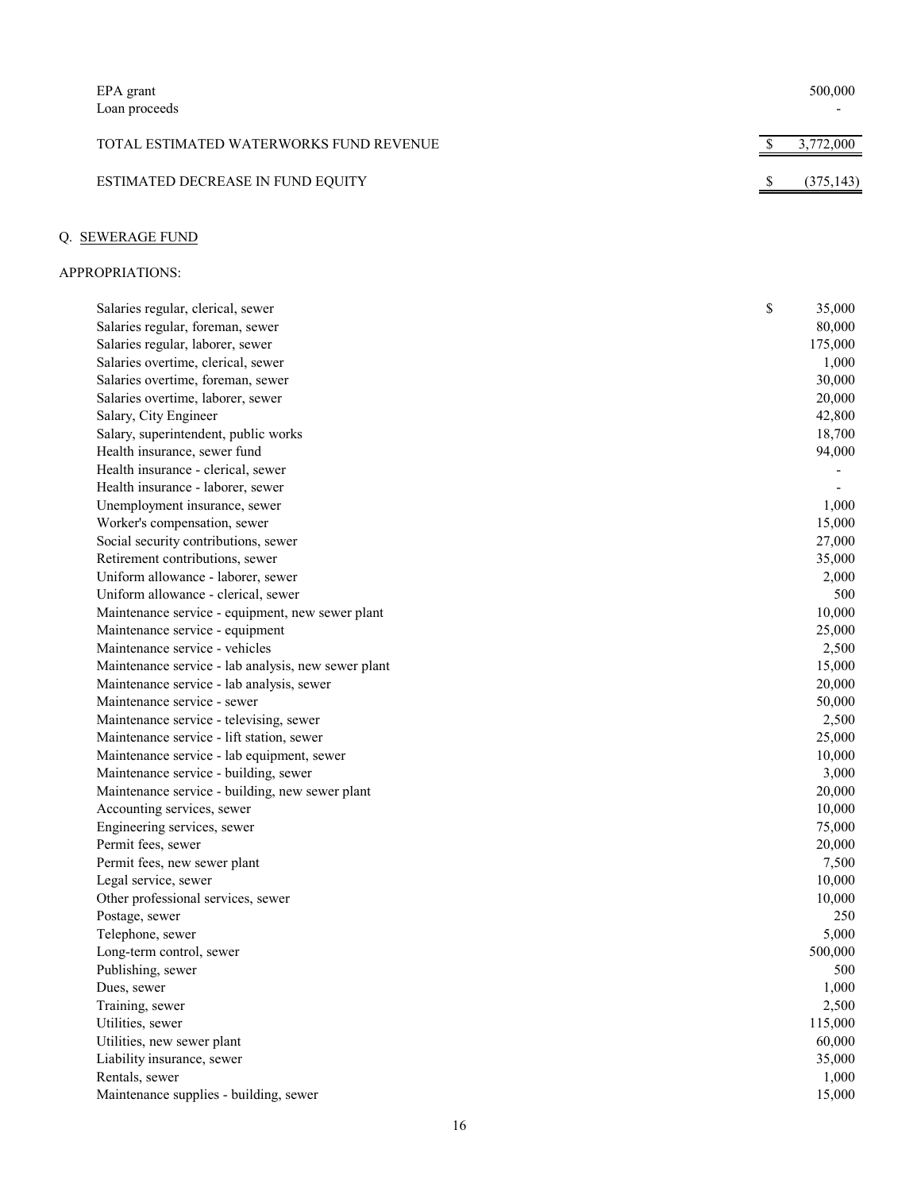| | |
|---|---|
| EPA grant | 500,000 |
| Loan proceeds | - |
| TOTAL ESTIMATED WATERWORKS FUND REVENUE | $ 3,772,000 |
| ESTIMATED DECREASE IN FUND EQUITY | $ (375,143) |

## Q. SEWERAGE FUND

APPROPRIATIONS:

| | |
|---|---|
| Salaries regular, clerical, sewer | $ 35,000 |
| Salaries regular, foreman, sewer | 80,000 |
| Salaries regular, laborer, sewer | 175,000 |
| Salaries overtime, clerical, sewer | 1,000 |
| Salaries overtime, foreman, sewer | 30,000 |
| Salaries overtime, laborer, sewer | 20,000 |
| Salary, City Engineer | 42,800 |
| Salary, superintendent, public works | 18,700 |
| Health insurance, sewer fund | 94,000 |
| Health insurance - clerical, sewer | - |
| Health insurance - laborer, sewer | - |
| Unemployment insurance, sewer | 1,000 |
| Worker's compensation, sewer | 15,000 |
| Social security contributions, sewer | 27,000 |
| Retirement contributions, sewer | 35,000 |
| Uniform allowance - laborer, sewer | 2,000 |
| Uniform allowance - clerical, sewer | 500 |
| Maintenance service - equipment, new sewer plant | 10,000 |
| Maintenance service - equipment | 25,000 |
| Maintenance service - vehicles | 2,500 |
| Maintenance service - lab analysis, new sewer plant | 15,000 |
| Maintenance service - lab analysis, sewer | 20,000 |
| Maintenance service - sewer | 50,000 |
| Maintenance service - televising, sewer | 2,500 |
| Maintenance service - lift station, sewer | 25,000 |
| Maintenance service - lab equipment, sewer | 10,000 |
| Maintenance service - building, sewer | 3,000 |
| Maintenance service - building, new sewer plant | 20,000 |
| Accounting services, sewer | 10,000 |
| Engineering services, sewer | 75,000 |
| Permit fees, sewer | 20,000 |
| Permit fees, new sewer plant | 7,500 |
| Legal service, sewer | 10,000 |
| Other professional services, sewer | 10,000 |
| Postage, sewer | 250 |
| Telephone, sewer | 5,000 |
| Long-term control, sewer | 500,000 |
| Publishing, sewer | 500 |
| Dues, sewer | 1,000 |
| Training, sewer | 2,500 |
| Utilities, sewer | 115,000 |
| Utilities, new sewer plant | 60,000 |
| Liability insurance, sewer | 35,000 |
| Rentals, sewer | 1,000 |
| Maintenance supplies - building, sewer | 15,000 |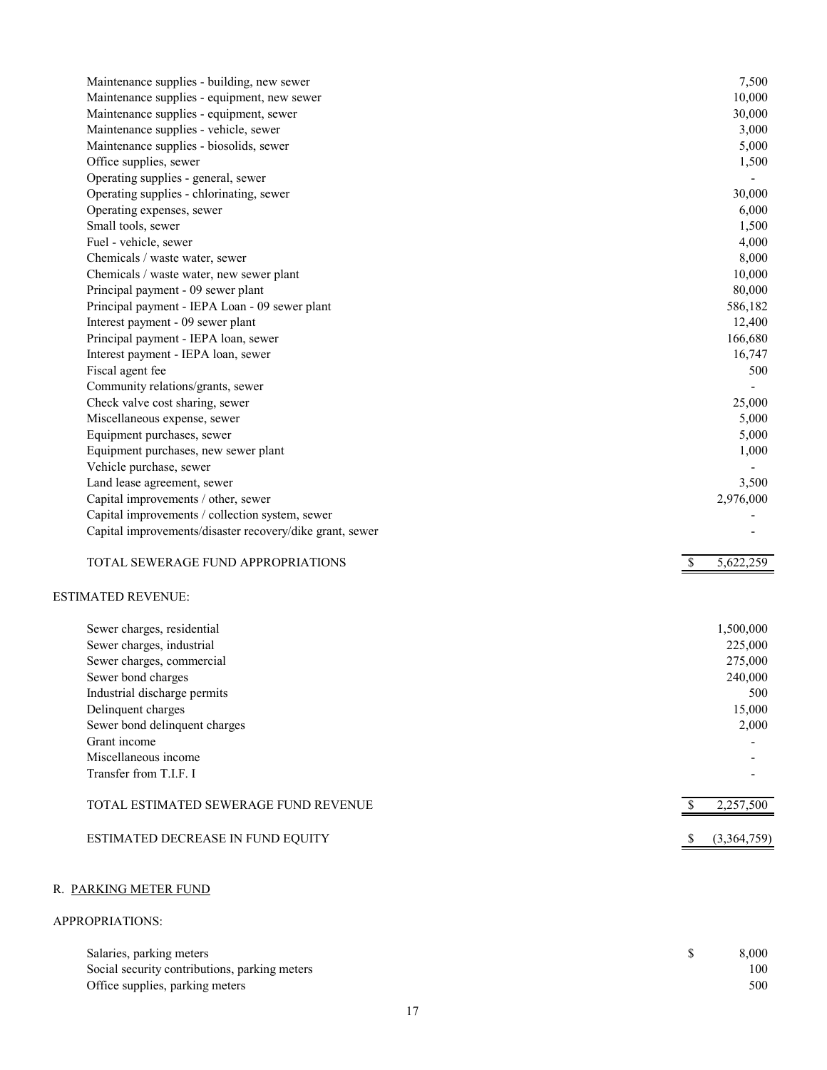| | |
|---|---|
| Maintenance supplies - building, new sewer | 7,500 |
| Maintenance supplies - equipment, new sewer | 10,000 |
| Maintenance supplies - equipment, sewer | 30,000 |
| Maintenance supplies - vehicle, sewer | 3,000 |
| Maintenance supplies - biosolids, sewer | 5,000 |
| Office supplies, sewer | 1,500 |
| Operating supplies - general, sewer | - |
| Operating supplies - chlorinating, sewer | 30,000 |
| Operating expenses, sewer | 6,000 |
| Small tools, sewer | 1,500 |
| Fuel - vehicle, sewer | 4,000 |
| Chemicals / waste water, sewer | 8,000 |
| Chemicals / waste water, new sewer plant | 10,000 |
| Principal payment - 09 sewer plant | 80,000 |
| Principal payment - IEPA Loan - 09 sewer plant | 586,182 |
| Interest payment - 09 sewer plant | 12,400 |
| Principal payment - IEPA loan, sewer | 166,680 |
| Interest payment - IEPA loan, sewer | 16,747 |
| Fiscal agent fee | 500 |
| Community relations/grants, sewer | - |
| Check valve cost sharing, sewer | 25,000 |
| Miscellaneous expense, sewer | 5,000 |
| Equipment purchases, sewer | 5,000 |
| Equipment purchases, new sewer plant | 1,000 |
| Vehicle purchase, sewer | - |
| Land lease agreement, sewer | 3,500 |
| Capital improvements / other, sewer | 2,976,000 |
| Capital improvements / collection system, sewer | - |
| Capital improvements/disaster recovery/dike grant, sewer | - |
| TOTAL SEWERAGE FUND APPROPRIATIONS | $ 5,622,259 |

ESTIMATED REVENUE:

| | |
|---|---|
| Sewer charges, residential | 1,500,000 |
| Sewer charges, industrial | 225,000 |
| Sewer charges, commercial | 275,000 |
| Sewer bond charges | 240,000 |
| Industrial discharge permits | 500 |
| Delinquent charges | 15,000 |
| Sewer bond delinquent charges | 2,000 |
| Grant income | - |
| Miscellaneous income | - |
| Transfer from T.I.F. I | - |
| TOTAL ESTIMATED SEWERAGE FUND REVENUE | $ 2,257,500 |
| ESTIMATED DECREASE IN FUND EQUITY | $ (3,364,759) |

## R. PARKING METER FUND

APPROPRIATIONS:

| | |
|---|---|
| Salaries, parking meters | $ 8,000 |
| Social security contributions, parking meters | 100 |
| Office supplies, parking meters | 500 |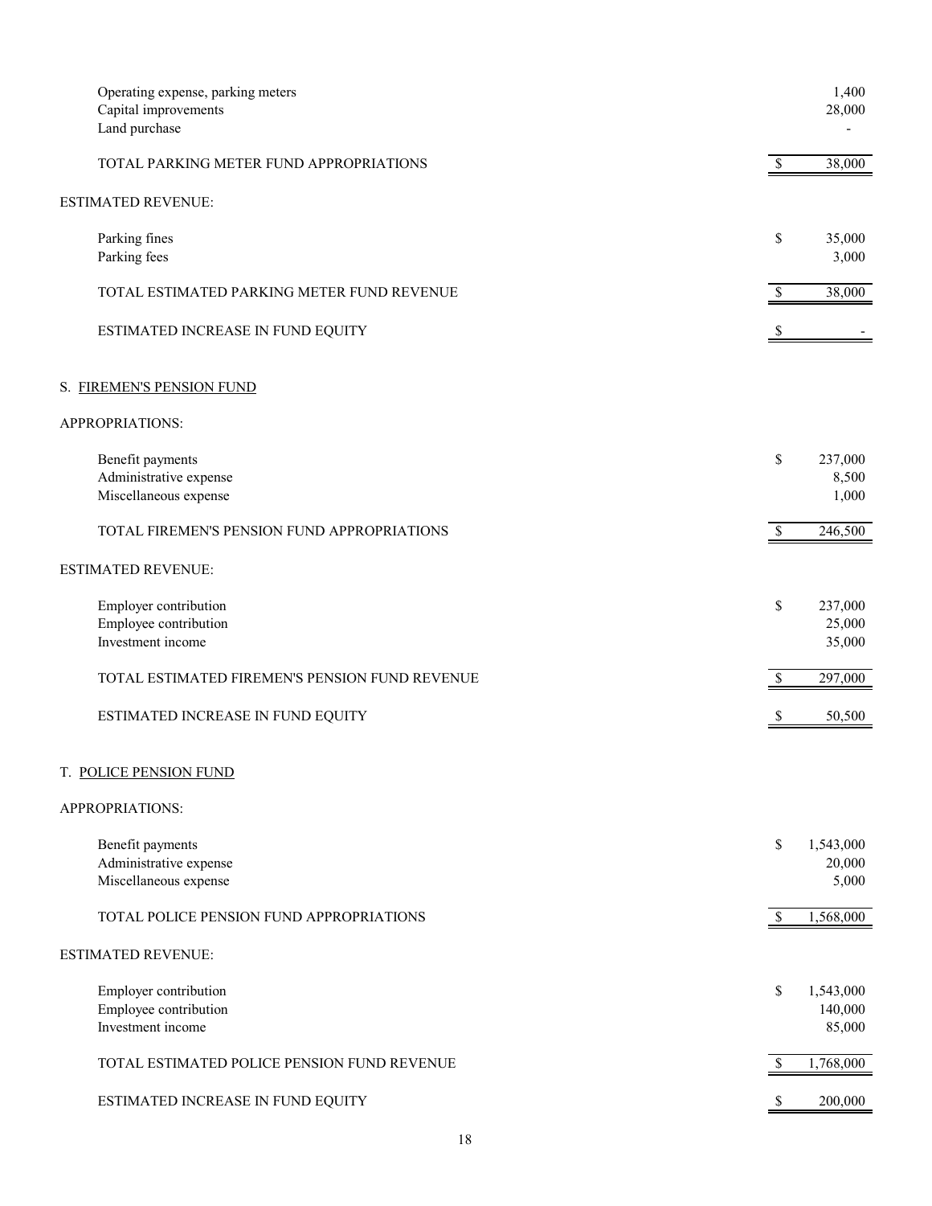| | | |
|---|---|---|
| Operating expense, parking meters | | 1,400 |
| Capital improvements | | 28,000 |
| Land purchase | | - |
| TOTAL PARKING METER FUND APPROPRIATIONS | $ | 38,000 |

ESTIMATED REVENUE:

| | | |
|---|---|---|
| Parking fines | $ | 35,000 |
| Parking fees | | 3,000 |
| TOTAL ESTIMATED PARKING METER FUND REVENUE | $ | 38,000 |
| ESTIMATED INCREASE IN FUND EQUITY | $ | - |

S. FIREMEN'S PENSION FUND

APPROPRIATIONS:

| | | |
|---|---|---|
| Benefit payments | $ | 237,000 |
| Administrative expense | | 8,500 |
| Miscellaneous expense | | 1,000 |
| TOTAL FIREMEN'S PENSION FUND APPROPRIATIONS | $ | 246,500 |

ESTIMATED REVENUE:

| | | |
|---|---|---|
| Employer contribution | $ | 237,000 |
| Employee contribution | | 25,000 |
| Investment income | | 35,000 |
| TOTAL ESTIMATED FIREMEN'S PENSION FUND REVENUE | $ | 297,000 |
| ESTIMATED INCREASE IN FUND EQUITY | $ | 50,500 |

T. POLICE PENSION FUND

APPROPRIATIONS:

| | | |
|---|---|---|
| Benefit payments | $ | 1,543,000 |
| Administrative expense | | 20,000 |
| Miscellaneous expense | | 5,000 |
| TOTAL POLICE PENSION FUND APPROPRIATIONS | $ | 1,568,000 |

ESTIMATED REVENUE:

| | | |
|---|---|---|
| Employer contribution | $ | 1,543,000 |
| Employee contribution | | 140,000 |
| Investment income | | 85,000 |
| TOTAL ESTIMATED POLICE PENSION FUND REVENUE | $ | 1,768,000 |
| ESTIMATED INCREASE IN FUND EQUITY | $ | 200,000 |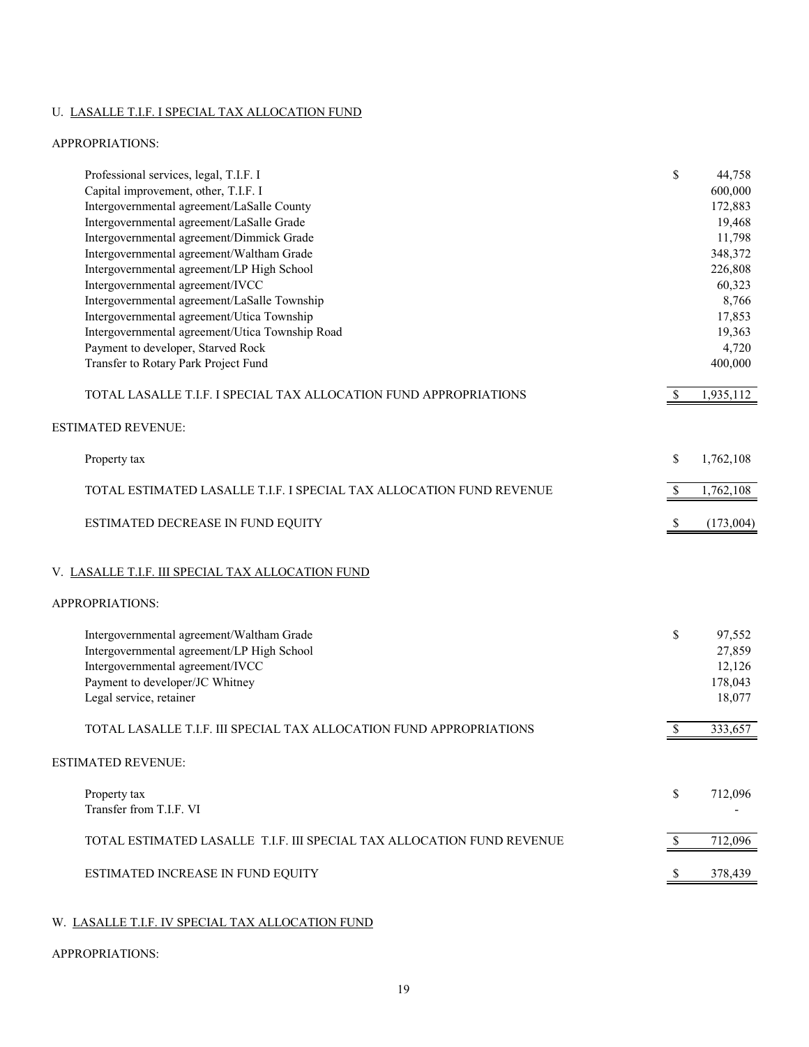## U. LASALLE T.I.F. I SPECIAL TAX ALLOCATION FUND

APPROPRIATIONS:

| | | |
|---|---|---|
| Professional services, legal, T.I.F. I | $ | 44,758 |
| Capital improvement, other, T.I.F. I | | 600,000 |
| Intergovernmental agreement/LaSalle County | | 172,883 |
| Intergovernmental agreement/LaSalle Grade | | 19,468 |
| Intergovernmental agreement/Dimmick Grade | | 11,798 |
| Intergovernmental agreement/Waltham Grade | | 348,372 |
| Intergovernmental agreement/LP High School | | 226,808 |
| Intergovernmental agreement/IVCC | | 60,323 |
| Intergovernmental agreement/LaSalle Township | | 8,766 |
| Intergovernmental agreement/Utica Township | | 17,853 |
| Intergovernmental agreement/Utica Township Road | | 19,363 |
| Payment to developer, Starved Rock | | 4,720 |
| Transfer to Rotary Park Project Fund | | 400,000 |
| TOTAL LASALLE T.I.F. I SPECIAL TAX ALLOCATION FUND APPROPRIATIONS | $ | 1,935,112 |

ESTIMATED REVENUE:

| | | |
|---|---|---|
| Property tax | $ | 1,762,108 |
| TOTAL ESTIMATED LASALLE T.I.F. I SPECIAL TAX ALLOCATION FUND REVENUE | $ | 1,762,108 |
| ESTIMATED DECREASE IN FUND EQUITY | $ | (173,004) |

## V. LASALLE T.I.F. III SPECIAL TAX ALLOCATION FUND

APPROPRIATIONS:

| | | |
|---|---|---|
| Intergovernmental agreement/Waltham Grade | $ | 97,552 |
| Intergovernmental agreement/LP High School | | 27,859 |
| Intergovernmental agreement/IVCC | | 12,126 |
| Payment to developer/JC Whitney | | 178,043 |
| Legal service, retainer | | 18,077 |
| TOTAL LASALLE T.I.F. III SPECIAL TAX ALLOCATION FUND APPROPRIATIONS | $ | 333,657 |

ESTIMATED REVENUE:

| | | |
|---|---|---|
| Property tax | $ | 712,096 |
| Transfer from T.I.F. VI | | - |
| TOTAL ESTIMATED LASALLE T.I.F. III SPECIAL TAX ALLOCATION FUND REVENUE | $ | 712,096 |
| ESTIMATED INCREASE IN FUND EQUITY | $ | 378,439 |

## W. LASALLE T.I.F. IV SPECIAL TAX ALLOCATION FUND

APPROPRIATIONS: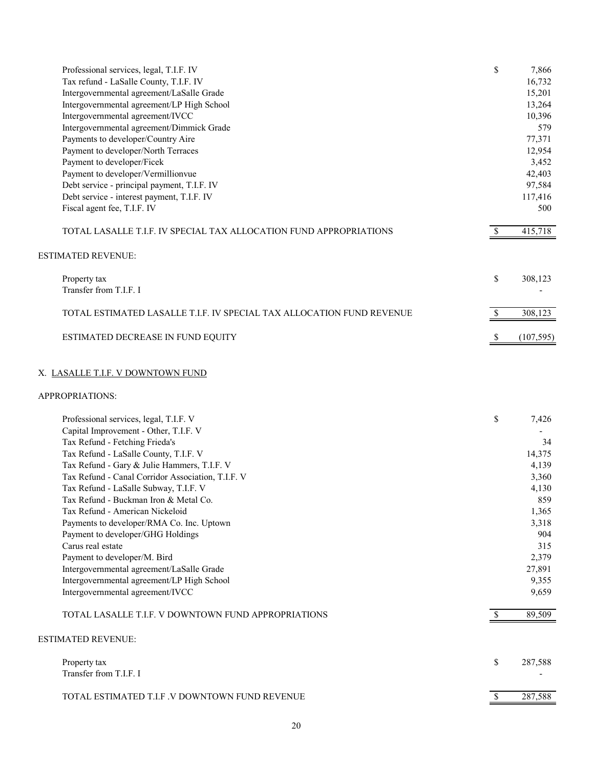| | | |
|---|---|---|
| Professional services, legal, T.I.F. IV | $ | 7,866 |
| Tax refund - LaSalle County, T.I.F. IV | | 16,732 |
| Intergovernmental agreement/LaSalle Grade | | 15,201 |
| Intergovernmental agreement/LP High School | | 13,264 |
| Intergovernmental agreement/IVCC | | 10,396 |
| Intergovernmental agreement/Dimmick Grade | | 579 |
| Payments to developer/Country Aire | | 77,371 |
| Payment to developer/North Terraces | | 12,954 |
| Payment to developer/Ficek | | 3,452 |
| Payment to developer/Vermillionvue | | 42,403 |
| Debt service - principal payment, T.I.F. IV | | 97,584 |
| Debt service - interest payment, T.I.F. IV | | 117,416 |
| Fiscal agent fee, T.I.F. IV | | 500 |
| TOTAL LASALLE T.I.F. IV SPECIAL TAX ALLOCATION FUND APPROPRIATIONS | $ | 415,718 |

ESTIMATED REVENUE:

| | | |
|---|---|---|
| Property tax | $ | 308,123 |
| Transfer from T.I.F. I | | - |
| TOTAL ESTIMATED LASALLE T.I.F. IV SPECIAL TAX ALLOCATION FUND REVENUE | $ | 308,123 |
| ESTIMATED DECREASE IN FUND EQUITY | $ | (107,595) |

## X. LASALLE T.I.F. V DOWNTOWN FUND

APPROPRIATIONS:

| | | |
|---|---|---|
| Professional services, legal, T.I.F. V | $ | 7,426 |
| Capital Improvement - Other, T.I.F. V | | - |
| Tax Refund - Fetching Frieda's | | 34 |
| Tax Refund - LaSalle County, T.I.F. V | | 14,375 |
| Tax Refund - Gary & Julie Hammers, T.I.F. V | | 4,139 |
| Tax Refund - Canal Corridor Association, T.I.F. V | | 3,360 |
| Tax Refund - LaSalle Subway, T.I.F. V | | 4,130 |
| Tax Refund - Buckman Iron & Metal Co. | | 859 |
| Tax Refund - American Nickeloid | | 1,365 |
| Payments to developer/RMA Co. Inc. Uptown | | 3,318 |
| Payment to developer/GHG Holdings | | 904 |
| Carus real estate | | 315 |
| Payment to developer/M. Bird | | 2,379 |
| Intergovernmental agreement/LaSalle Grade | | 27,891 |
| Intergovernmental agreement/LP High School | | 9,355 |
| Intergovernmental agreement/IVCC | | 9,659 |
| TOTAL LASALLE T.I.F. V DOWNTOWN FUND APPROPRIATIONS | $ | 89,509 |

ESTIMATED REVENUE:

| | | |
|---|---|---|
| Property tax | $ | 287,588 |
| Transfer from T.I.F. I | | - |
| TOTAL ESTIMATED T.I.F .V DOWNTOWN FUND REVENUE | $ | 287,588 |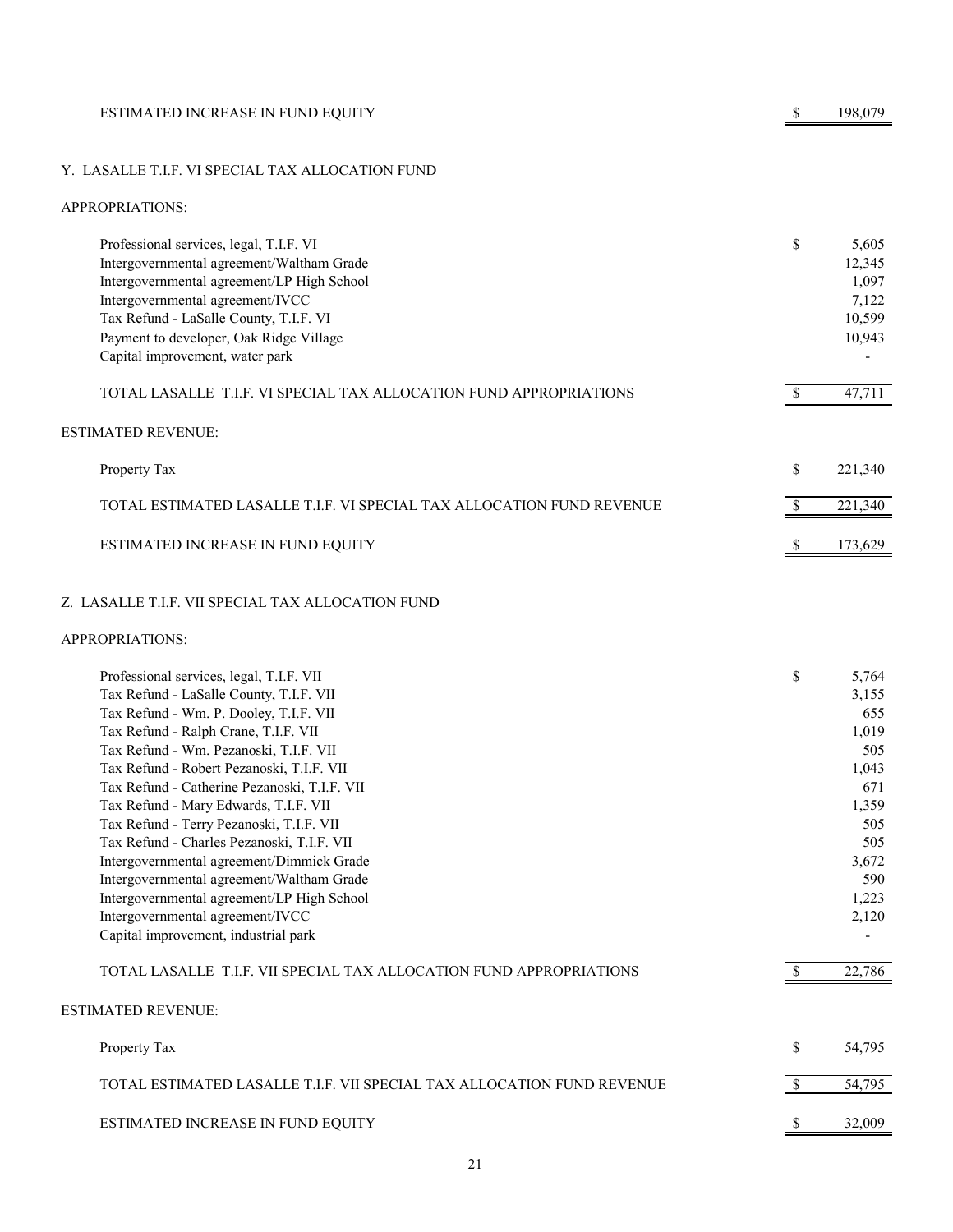| | | |
|---|---|---|
| ESTIMATED INCREASE IN FUND EQUITY | $ | 198,079 |

## Y. LASALLE T.I.F. VI SPECIAL TAX ALLOCATION FUND

APPROPRIATIONS:

| | | |
|---|---|---|
| Professional services, legal, T.I.F. VI | $ | 5,605 |
| Intergovernmental agreement/Waltham Grade | | 12,345 |
| Intergovernmental agreement/LP High School | | 1,097 |
| Intergovernmental agreement/IVCC | | 7,122 |
| Tax Refund - LaSalle County, T.I.F. VI | | 10,599 |
| Payment to developer, Oak Ridge Village | | 10,943 |
| Capital improvement, water park | | - |
| TOTAL LASALLE T.I.F. VI SPECIAL TAX ALLOCATION FUND APPROPRIATIONS | $ | 47,711 |

ESTIMATED REVENUE:

| | | |
|---|---|---|
| Property Tax | $ | 221,340 |
| TOTAL ESTIMATED LASALLE T.I.F. VI SPECIAL TAX ALLOCATION FUND REVENUE | $ | 221,340 |
| ESTIMATED INCREASE IN FUND EQUITY | $ | 173,629 |

## Z. LASALLE T.I.F. VII SPECIAL TAX ALLOCATION FUND

APPROPRIATIONS:

| | | |
|---|---|---|
| Professional services, legal, T.I.F. VII | $ | 5,764 |
| Tax Refund - LaSalle County, T.I.F. VII | | 3,155 |
| Tax Refund - Wm. P. Dooley, T.I.F. VII | | 655 |
| Tax Refund - Ralph Crane, T.I.F. VII | | 1,019 |
| Tax Refund - Wm. Pezanoski, T.I.F. VII | | 505 |
| Tax Refund - Robert Pezanoski, T.I.F. VII | | 1,043 |
| Tax Refund - Catherine Pezanoski, T.I.F. VII | | 671 |
| Tax Refund - Mary Edwards, T.I.F. VII | | 1,359 |
| Tax Refund - Terry Pezanoski, T.I.F. VII | | 505 |
| Tax Refund - Charles Pezanoski, T.I.F. VII | | 505 |
| Intergovernmental agreement/Dimmick Grade | | 3,672 |
| Intergovernmental agreement/Waltham Grade | | 590 |
| Intergovernmental agreement/LP High School | | 1,223 |
| Intergovernmental agreement/IVCC | | 2,120 |
| Capital improvement, industrial park | | - |
| TOTAL LASALLE T.I.F. VII SPECIAL TAX ALLOCATION FUND APPROPRIATIONS | $ | 22,786 |

ESTIMATED REVENUE:

| | | |
|---|---|---|
| Property Tax | $ | 54,795 |
| TOTAL ESTIMATED LASALLE T.I.F. VII SPECIAL TAX ALLOCATION FUND REVENUE | $ | 54,795 |
| ESTIMATED INCREASE IN FUND EQUITY | $ | 32,009 |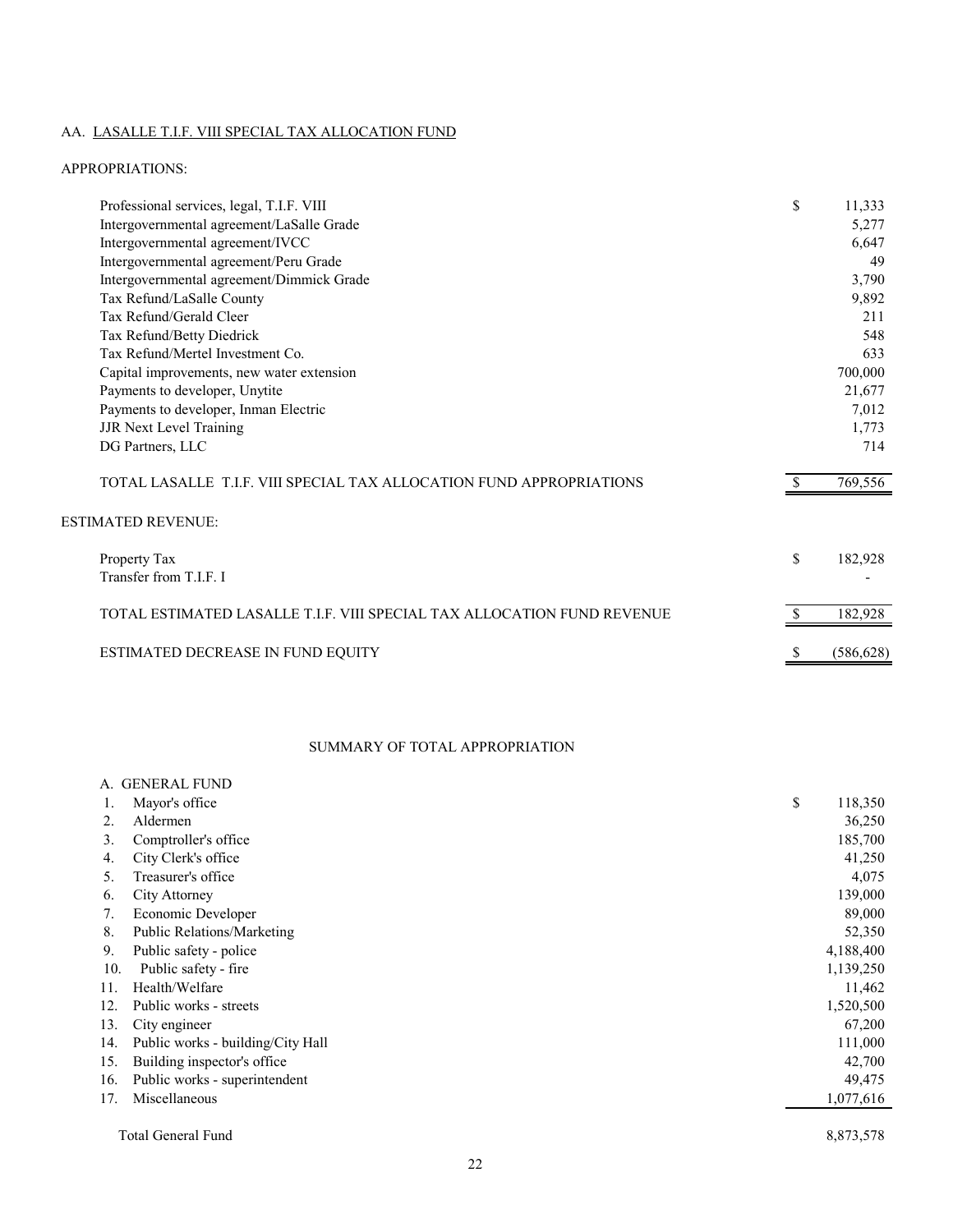## AA. LASALLE T.I.F. VIII SPECIAL TAX ALLOCATION FUND

APPROPRIATIONS:

| Item | | Amount |
|---|---|---|
| Professional services, legal, T.I.F. VIII | $ | 11,333 |
| Intergovernmental agreement/LaSalle Grade | | 5,277 |
| Intergovernmental agreement/IVCC | | 6,647 |
| Intergovernmental agreement/Peru Grade | | 49 |
| Intergovernmental agreement/Dimmick Grade | | 3,790 |
| Tax Refund/LaSalle County | | 9,892 |
| Tax Refund/Gerald Cleer | | 211 |
| Tax Refund/Betty Diedrick | | 548 |
| Tax Refund/Mertel Investment Co. | | 633 |
| Capital improvements, new water extension | | 700,000 |
| Payments to developer, Unytite | | 21,677 |
| Payments to developer, Inman Electric | | 7,012 |
| JJR Next Level Training | | 1,773 |
| DG Partners, LLC | | 714 |
| TOTAL LASALLE T.I.F. VIII SPECIAL TAX ALLOCATION FUND APPROPRIATIONS | $ | 769,556 |

ESTIMATED REVENUE:

| Item | | Amount |
|---|---|---|
| Property Tax | $ | 182,928 |
| Transfer from T.I.F. I | | - |
| TOTAL ESTIMATED LASALLE T.I.F. VIII SPECIAL TAX ALLOCATION FUND REVENUE | $ | 182,928 |
| ESTIMATED DECREASE IN FUND EQUITY | $ | (586,628) |

## SUMMARY OF TOTAL APPROPRIATION

| A. GENERAL FUND | | Amount |
|---|---|---|
| 1. Mayor's office | $ | 118,350 |
| 2. Aldermen | | 36,250 |
| 3. Comptroller's office | | 185,700 |
| 4. City Clerk's office | | 41,250 |
| 5. Treasurer's office | | 4,075 |
| 6. City Attorney | | 139,000 |
| 7. Economic Developer | | 89,000 |
| 8. Public Relations/Marketing | | 52,350 |
| 9. Public safety - police | | 4,188,400 |
| 10. Public safety - fire | | 1,139,250 |
| 11. Health/Welfare | | 11,462 |
| 12. Public works - streets | | 1,520,500 |
| 13. City engineer | | 67,200 |
| 14. Public works - building/City Hall | | 111,000 |
| 15. Building inspector's office | | 42,700 |
| 16. Public works - superintendent | | 49,475 |
| 17. Miscellaneous | | 1,077,616 |
| Total General Fund | | 8,873,578 |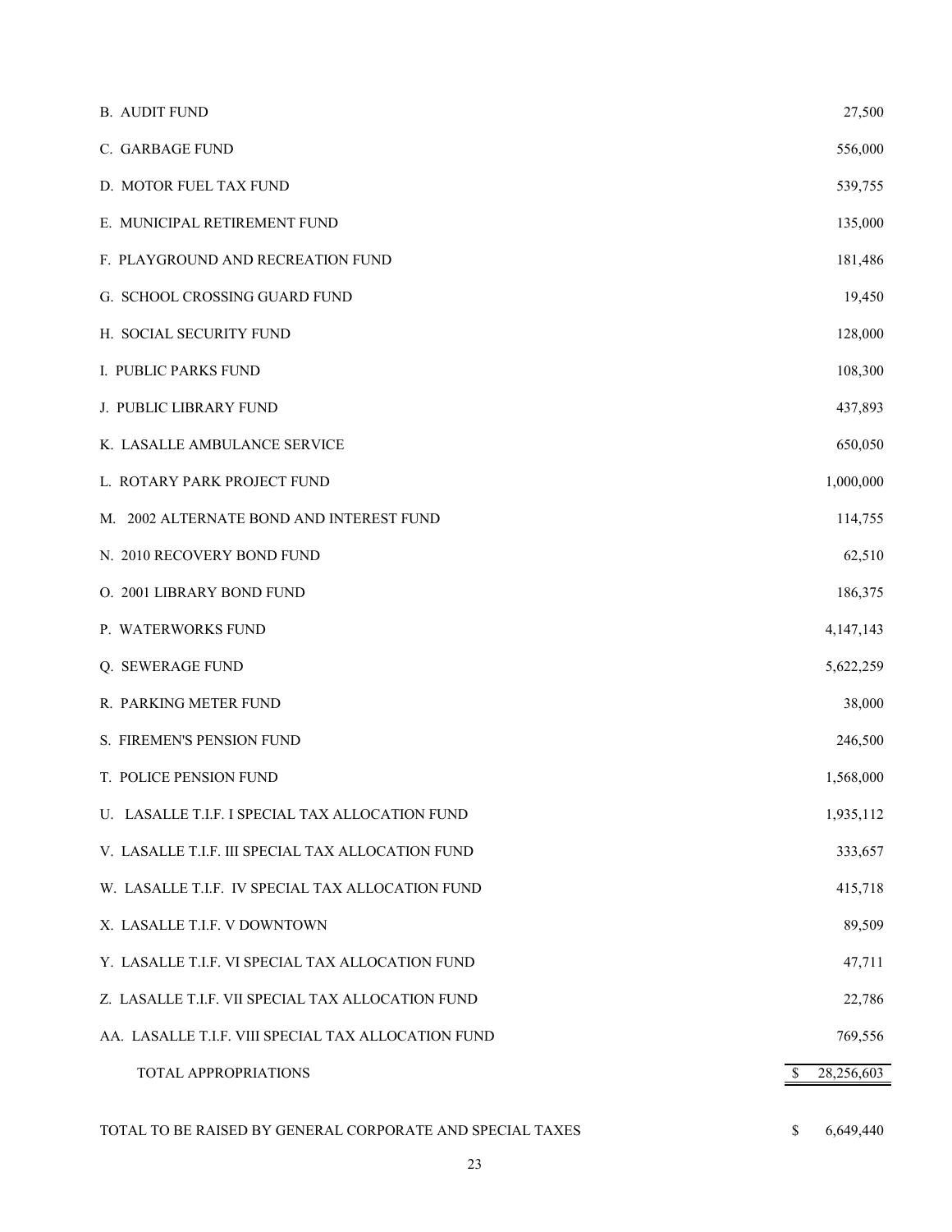| | |
|---|---|
| B. AUDIT FUND | 27,500 |
| C. GARBAGE FUND | 556,000 |
| D. MOTOR FUEL TAX FUND | 539,755 |
| E. MUNICIPAL RETIREMENT FUND | 135,000 |
| F. PLAYGROUND AND RECREATION FUND | 181,486 |
| G. SCHOOL CROSSING GUARD FUND | 19,450 |
| H. SOCIAL SECURITY FUND | 128,000 |
| I. PUBLIC PARKS FUND | 108,300 |
| J. PUBLIC LIBRARY FUND | 437,893 |
| K. LASALLE AMBULANCE SERVICE | 650,050 |
| L. ROTARY PARK PROJECT FUND | 1,000,000 |
| M. 2002 ALTERNATE BOND AND INTEREST FUND | 114,755 |
| N. 2010 RECOVERY BOND FUND | 62,510 |
| O. 2001 LIBRARY BOND FUND | 186,375 |
| P. WATERWORKS FUND | 4,147,143 |
| Q. SEWERAGE FUND | 5,622,259 |
| R. PARKING METER FUND | 38,000 |
| S. FIREMEN'S PENSION FUND | 246,500 |
| T. POLICE PENSION FUND | 1,568,000 |
| U. LASALLE T.I.F. I SPECIAL TAX ALLOCATION FUND | 1,935,112 |
| V. LASALLE T.I.F. III SPECIAL TAX ALLOCATION FUND | 333,657 |
| W. LASALLE T.I.F. IV SPECIAL TAX ALLOCATION FUND | 415,718 |
| X. LASALLE T.I.F. V DOWNTOWN | 89,509 |
| Y. LASALLE T.I.F. VI SPECIAL TAX ALLOCATION FUND | 47,711 |
| Z. LASALLE T.I.F. VII SPECIAL TAX ALLOCATION FUND | 22,786 |
| AA. LASALLE T.I.F. VIII SPECIAL TAX ALLOCATION FUND | 769,556 |
| TOTAL APPROPRIATIONS | $ 28,256,603 |

TOTAL TO BE RAISED BY GENERAL CORPORATE AND SPECIAL TAXES $ 6,649,440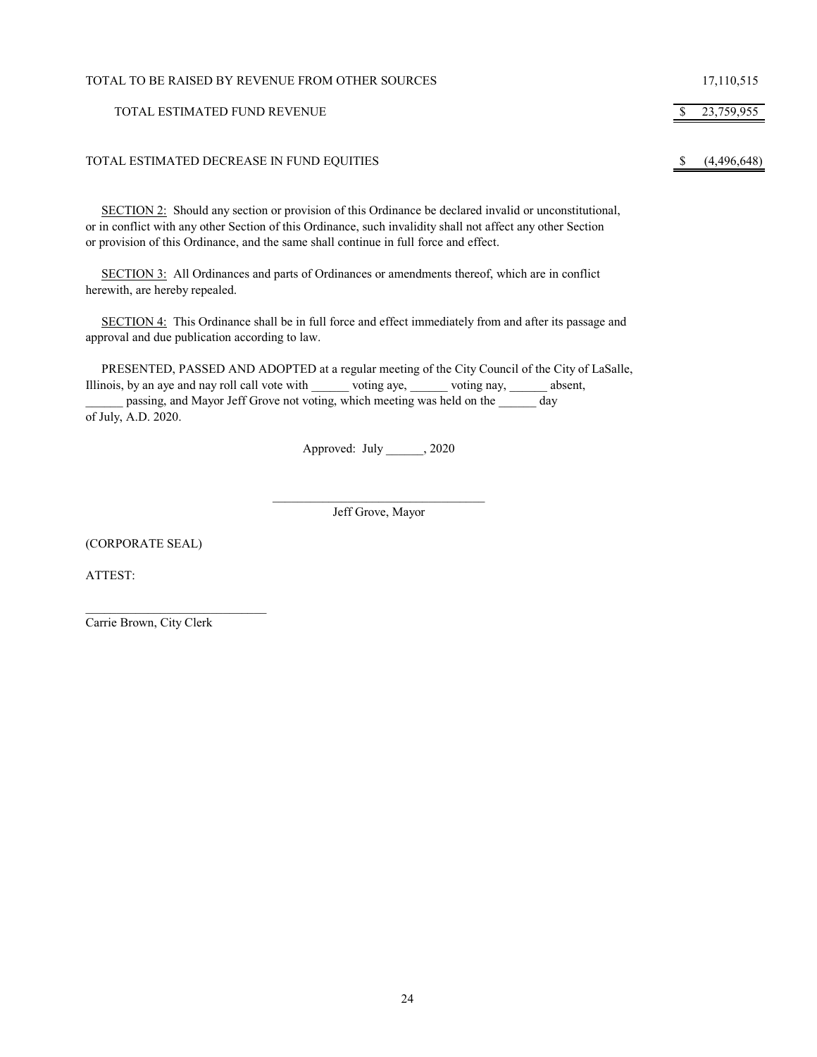| | |
|---|---|
| TOTAL TO BE RAISED BY REVENUE FROM OTHER SOURCES | 17,110,515 |
| TOTAL ESTIMATED FUND REVENUE | $ 23,759,955 |
| TOTAL ESTIMATED DECREASE IN FUND EQUITIES | $ (4,496,648) |

SECTION 2: Should any section or provision of this Ordinance be declared invalid or unconstitutional, or in conflict with any other Section of this Ordinance, such invalidity shall not affect any other Section or provision of this Ordinance, and the same shall continue in full force and effect.

SECTION 3: All Ordinances and parts of Ordinances or amendments thereof, which are in conflict herewith, are hereby repealed.

SECTION 4: This Ordinance shall be in full force and effect immediately from and after its passage and approval and due publication according to law.

PRESENTED, PASSED AND ADOPTED at a regular meeting of the City Council of the City of LaSalle, Illinois, by an aye and nay roll call vote with ______ voting aye, ______ voting nay, ______ absent, ______ passing, and Mayor Jeff Grove not voting, which meeting was held on the ______ day of July, A.D. 2020.

Approved: July ______, 2020

\_\_\_\_\_\_\_\_\_\_\_\_\_\_\_\_\_\_\_\_\_\_\_\_\_\_\_\_\_\_\_\_\_\_
Jeff Grove, Mayor

(CORPORATE SEAL)

ATTEST:

\_\_\_\_\_\_\_\_\_\_\_\_\_\_\_\_\_\_\_\_\_\_\_\_\_\_\_\_\_\_
Carrie Brown, City Clerk